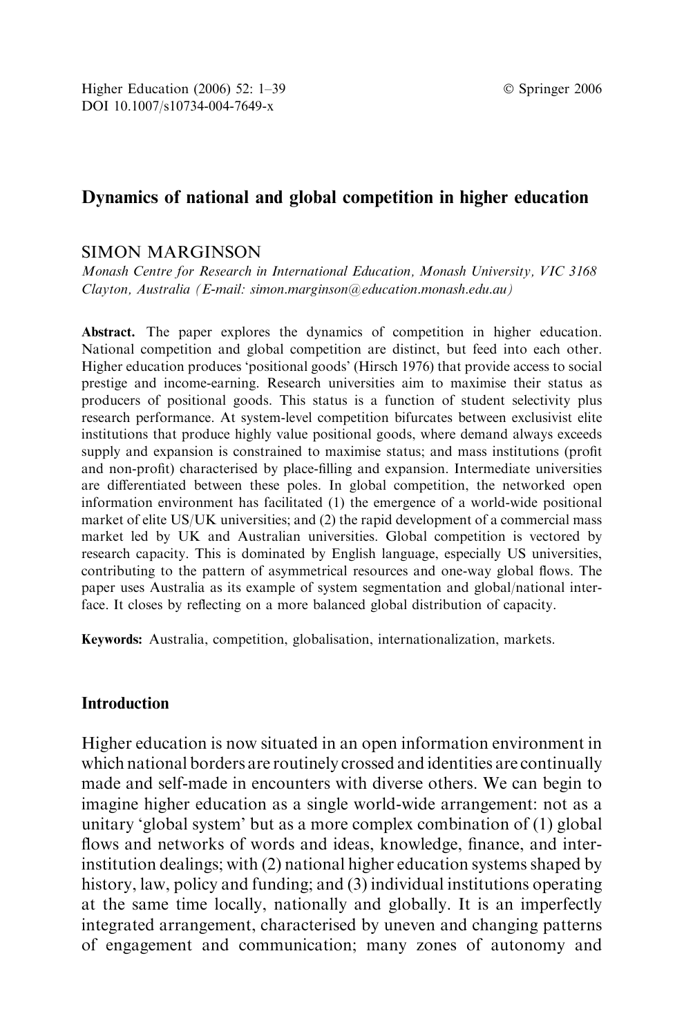# Dynamics of national and global competition in higher education

SIMON MARGINSON

*Monash Centre for Research in International Education, Monash University, VIC 3168 Clayton, Australia (E-mail: simon.marginson@education.monash.edu.au)*

**Abstract.** The paper explores the dynamics of competition in higher education. National competition and global competition are distinct, but feed into each other. Higher education produces 'positional goods' (Hirsch 1976) that provide access to social prestige and income-earning. Research universities aim to maximise their status as producers of positional goods. This status is a function of student selectivity plus research performance. At system-level competition bifurcates between exclusivist elite institutions that produce highly value positional goods, where demand always exceeds supply and expansion is constrained to maximise status; and mass institutions (profit and non-profit) characterised by place-filling and expansion. Intermediate universities are differentiated between these poles. In global competition, the networked open information environment has facilitated (1) the emergence of a world-wide positional market of elite US/UK universities; and (2) the rapid development of a commercial mass market led by UK and Australian universities. Global competition is vectored by research capacity. This is dominated by English language, especially US universities, contributing to the pattern of asymmetrical resources and one-way global flows. The paper uses Australia as its example of system segmentation and global/national interface. It closes by reflecting on a more balanced global distribution of capacity.

**Keywords:** Australia, competition, globalisation, internationalization, markets.

## Introduction

Higher education is now situated in an open information environment in which national borders are routinely crossed and identities are continually made and self-made in encounters with diverse others. We can begin to imagine higher education as a single world-wide arrangement: not as a unitary 'global system' but as a more complex combination of (1) global flows and networks of words and ideas, knowledge, finance, and inter-institution dealings; with (2) national higher education systems shaped by history, law, policy and funding; and (3) individual institutions operating at the same time locally, nationally and globally. It is an imperfectly integrated arrangement, characterised by uneven and changing patterns of engagement and communication; many zones of autonomy and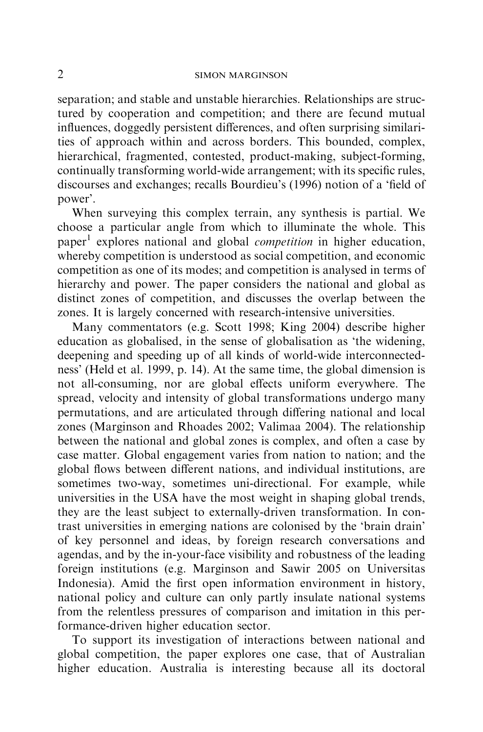separation; and stable and unstable hierarchies. Relationships are structured by cooperation and competition; and there are fecund mutual influences, doggedly persistent differences, and often surprising similarities of approach within and across borders. This bounded, complex, hierarchical, fragmented, contested, product-making, subject-forming, continually transforming world-wide arrangement; with its specific rules, discourses and exchanges; recalls Bourdieu's (1996) notion of a 'field of power'.

When surveying this complex terrain, any synthesis is partial. We choose a particular angle from which to illuminate the whole. This paper[1] explores national and global *competition* in higher education, whereby competition is understood as social competition, and economic competition as one of its modes; and competition is analysed in terms of hierarchy and power. The paper considers the national and global as distinct zones of competition, and discusses the overlap between the zones. It is largely concerned with research-intensive universities.

Many commentators (e.g. Scott 1998; King 2004) describe higher education as globalised, in the sense of globalisation as 'the widening, deepening and speeding up of all kinds of world-wide interconnectedness' (Held et al. 1999, p. 14). At the same time, the global dimension is not all-consuming, nor are global effects uniform everywhere. The spread, velocity and intensity of global transformations undergo many permutations, and are articulated through differing national and local zones (Marginson and Rhoades 2002; Valimaa 2004). The relationship between the national and global zones is complex, and often a case by case matter. Global engagement varies from nation to nation; and the global flows between different nations, and individual institutions, are sometimes two-way, sometimes uni-directional. For example, while universities in the USA have the most weight in shaping global trends, they are the least subject to externally-driven transformation. In contrast universities in emerging nations are colonised by the 'brain drain' of key personnel and ideas, by foreign research conversations and agendas, and by the in-your-face visibility and robustness of the leading foreign institutions (e.g. Marginson and Sawir 2005 on Universitas Indonesia). Amid the first open information environment in history, national policy and culture can only partly insulate national systems from the relentless pressures of comparison and imitation in this performance-driven higher education sector.

To support its investigation of interactions between national and global competition, the paper explores one case, that of Australian higher education. Australia is interesting because all its doctoral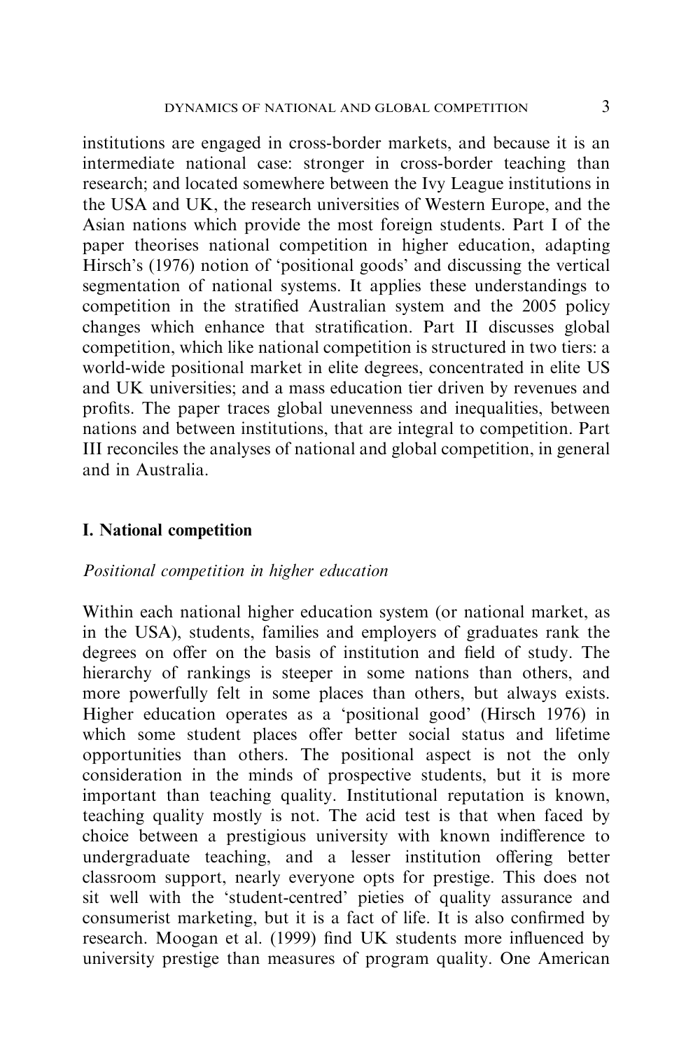institutions are engaged in cross-border markets, and because it is an intermediate national case: stronger in cross-border teaching than research; and located somewhere between the Ivy League institutions in the USA and UK, the research universities of Western Europe, and the Asian nations which provide the most foreign students. Part I of the paper theorises national competition in higher education, adapting Hirsch's (1976) notion of 'positional goods' and discussing the vertical segmentation of national systems. It applies these understandings to competition in the stratified Australian system and the 2005 policy changes which enhance that stratification. Part II discusses global competition, which like national competition is structured in two tiers: a world-wide positional market in elite degrees, concentrated in elite US and UK universities; and a mass education tier driven by revenues and profits. The paper traces global unevenness and inequalities, between nations and between institutions, that are integral to competition. Part III reconciles the analyses of national and global competition, in general and in Australia.

## I. National competition

### *Positional competition in higher education*

Within each national higher education system (or national market, as in the USA), students, families and employers of graduates rank the degrees on offer on the basis of institution and field of study. The hierarchy of rankings is steeper in some nations than others, and more powerfully felt in some places than others, but always exists. Higher education operates as a 'positional good' (Hirsch 1976) in which some student places offer better social status and lifetime opportunities than others. The positional aspect is not the only consideration in the minds of prospective students, but it is more important than teaching quality. Institutional reputation is known, teaching quality mostly is not. The acid test is that when faced by choice between a prestigious university with known indifference to undergraduate teaching, and a lesser institution offering better classroom support, nearly everyone opts for prestige. This does not sit well with the 'student-centred' pieties of quality assurance and consumerist marketing, but it is a fact of life. It is also confirmed by research. Moogan et al. (1999) find UK students more influenced by university prestige than measures of program quality. One American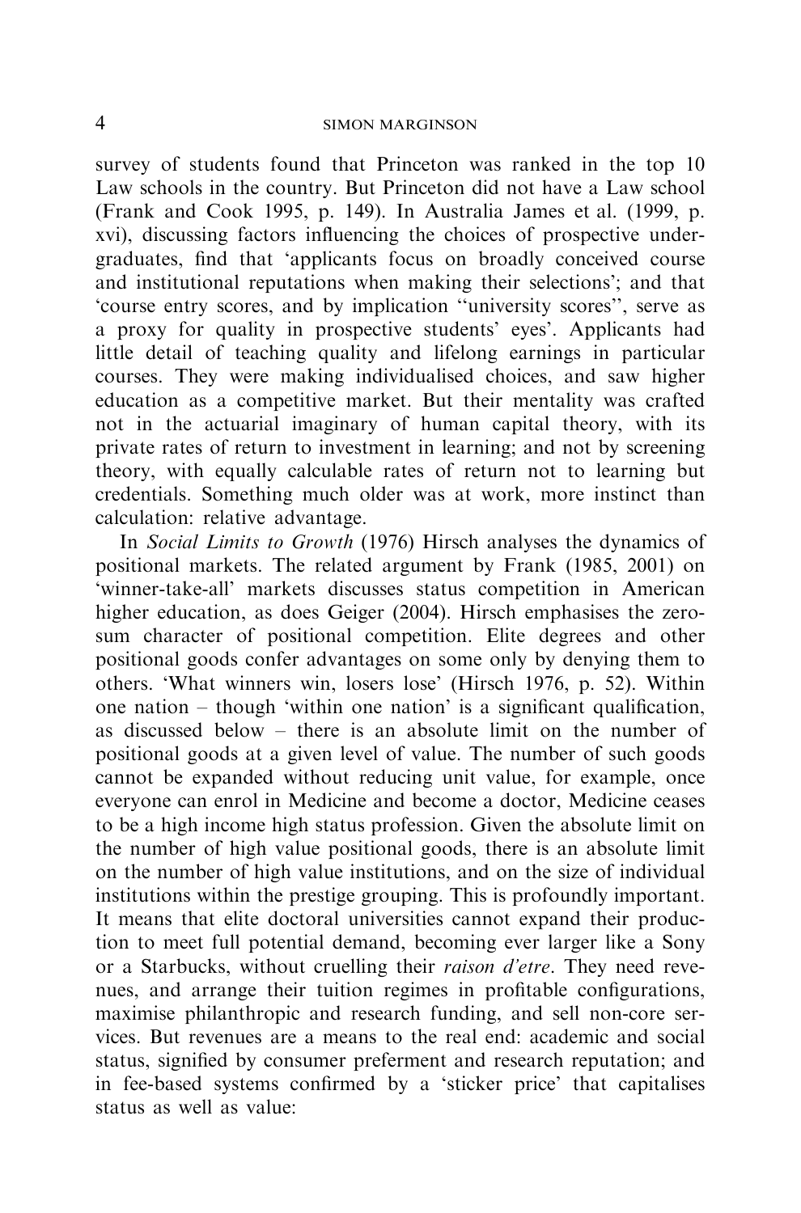survey of students found that Princeton was ranked in the top 10 Law schools in the country. But Princeton did not have a Law school (Frank and Cook 1995, p. 149). In Australia James et al. (1999, p. xvi), discussing factors influencing the choices of prospective undergraduates, find that 'applicants focus on broadly conceived course and institutional reputations when making their selections'; and that 'course entry scores, and by implication "university scores", serve as a proxy for quality in prospective students' eyes'. Applicants had little detail of teaching quality and lifelong earnings in particular courses. They were making individualised choices, and saw higher education as a competitive market. But their mentality was crafted not in the actuarial imaginary of human capital theory, with its private rates of return to investment in learning; and not by screening theory, with equally calculable rates of return not to learning but credentials. Something much older was at work, more instinct than calculation: relative advantage.

In *Social Limits to Growth* (1976) Hirsch analyses the dynamics of positional markets. The related argument by Frank (1985, 2001) on 'winner-take-all' markets discusses status competition in American higher education, as does Geiger (2004). Hirsch emphasises the zero-sum character of positional competition. Elite degrees and other positional goods confer advantages on some only by denying them to others. 'What winners win, losers lose' (Hirsch 1976, p. 52). Within one nation – though 'within one nation' is a significant qualification, as discussed below – there is an absolute limit on the number of positional goods at a given level of value. The number of such goods cannot be expanded without reducing unit value, for example, once everyone can enrol in Medicine and become a doctor, Medicine ceases to be a high income high status profession. Given the absolute limit on the number of high value positional goods, there is an absolute limit on the number of high value institutions, and on the size of individual institutions within the prestige grouping. This is profoundly important. It means that elite doctoral universities cannot expand their production to meet full potential demand, becoming ever larger like a Sony or a Starbucks, without cruelling their *raison d'etre*. They need revenues, and arrange their tuition regimes in profitable configurations, maximise philanthropic and research funding, and sell non-core services. But revenues are a means to the real end: academic and social status, signified by consumer preferment and research reputation; and in fee-based systems confirmed by a 'sticker price' that capitalises status as well as value: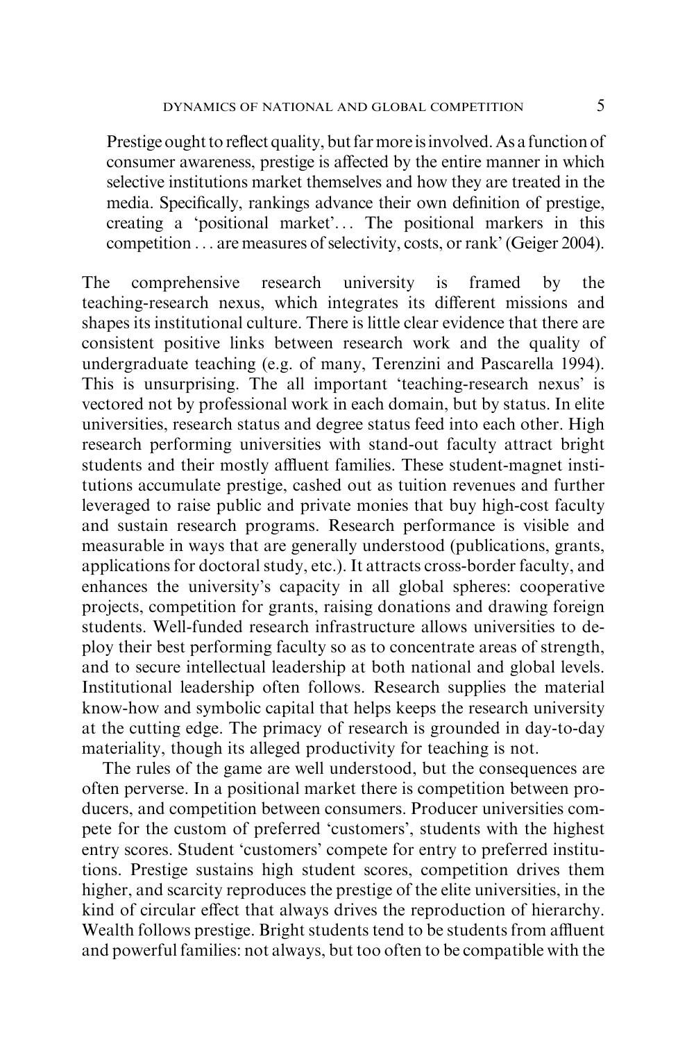> Prestige ought to reflect quality, but far more is involved. As a function of consumer awareness, prestige is affected by the entire manner in which selective institutions market themselves and how they are treated in the media. Specifically, rankings advance their own definition of prestige, creating a 'positional market'... The positional markers in this competition . . . are measures of selectivity, costs, or rank' (Geiger 2004).

The comprehensive research university is framed by the teaching-research nexus, which integrates its different missions and shapes its institutional culture. There is little clear evidence that there are consistent positive links between research work and the quality of undergraduate teaching (e.g. of many, Terenzini and Pascarella 1994). This is unsurprising. The all important 'teaching-research nexus' is vectored not by professional work in each domain, but by status. In elite universities, research status and degree status feed into each other. High research performing universities with stand-out faculty attract bright students and their mostly affluent families. These student-magnet institutions accumulate prestige, cashed out as tuition revenues and further leveraged to raise public and private monies that buy high-cost faculty and sustain research programs. Research performance is visible and measurable in ways that are generally understood (publications, grants, applications for doctoral study, etc.). It attracts cross-border faculty, and enhances the university's capacity in all global spheres: cooperative projects, competition for grants, raising donations and drawing foreign students. Well-funded research infrastructure allows universities to deploy their best performing faculty so as to concentrate areas of strength, and to secure intellectual leadership at both national and global levels. Institutional leadership often follows. Research supplies the material know-how and symbolic capital that helps keeps the research university at the cutting edge. The primacy of research is grounded in day-to-day materiality, though its alleged productivity for teaching is not.

The rules of the game are well understood, but the consequences are often perverse. In a positional market there is competition between producers, and competition between consumers. Producer universities compete for the custom of preferred 'customers', students with the highest entry scores. Student 'customers' compete for entry to preferred institutions. Prestige sustains high student scores, competition drives them higher, and scarcity reproduces the prestige of the elite universities, in the kind of circular effect that always drives the reproduction of hierarchy. Wealth follows prestige. Bright students tend to be students from affluent and powerful families: not always, but too often to be compatible with the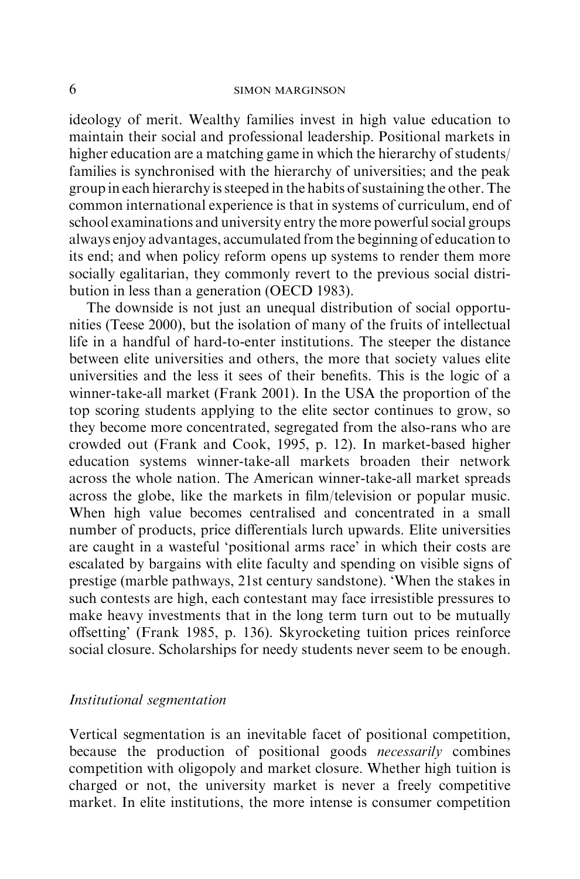ideology of merit. Wealthy families invest in high value education to maintain their social and professional leadership. Positional markets in higher education are a matching game in which the hierarchy of students/families is synchronised with the hierarchy of universities; and the peak group in each hierarchy is steeped in the habits of sustaining the other. The common international experience is that in systems of curriculum, end of school examinations and university entry the more powerful social groups always enjoy advantages, accumulated from the beginning of education to its end; and when policy reform opens up systems to render them more socially egalitarian, they commonly revert to the previous social distribution in less than a generation (OECD 1983).

The downside is not just an unequal distribution of social opportunities (Teese 2000), but the isolation of many of the fruits of intellectual life in a handful of hard-to-enter institutions. The steeper the distance between elite universities and others, the more that society values elite universities and the less it sees of their benefits. This is the logic of a winner-take-all market (Frank 2001). In the USA the proportion of the top scoring students applying to the elite sector continues to grow, so they become more concentrated, segregated from the also-rans who are crowded out (Frank and Cook, 1995, p. 12). In market-based higher education systems winner-take-all markets broaden their network across the whole nation. The American winner-take-all market spreads across the globe, like the markets in film/television or popular music. When high value becomes centralised and concentrated in a small number of products, price differentials lurch upwards. Elite universities are caught in a wasteful 'positional arms race' in which their costs are escalated by bargains with elite faculty and spending on visible signs of prestige (marble pathways, 21st century sandstone). 'When the stakes in such contests are high, each contestant may face irresistible pressures to make heavy investments that in the long term turn out to be mutually offsetting' (Frank 1985, p. 136). Skyrocketing tuition prices reinforce social closure. Scholarships for needy students never seem to be enough.

### *Institutional segmentation*

Vertical segmentation is an inevitable facet of positional competition, because the production of positional goods *necessarily* combines competition with oligopoly and market closure. Whether high tuition is charged or not, the university market is never a freely competitive market. In elite institutions, the more intense is consumer competition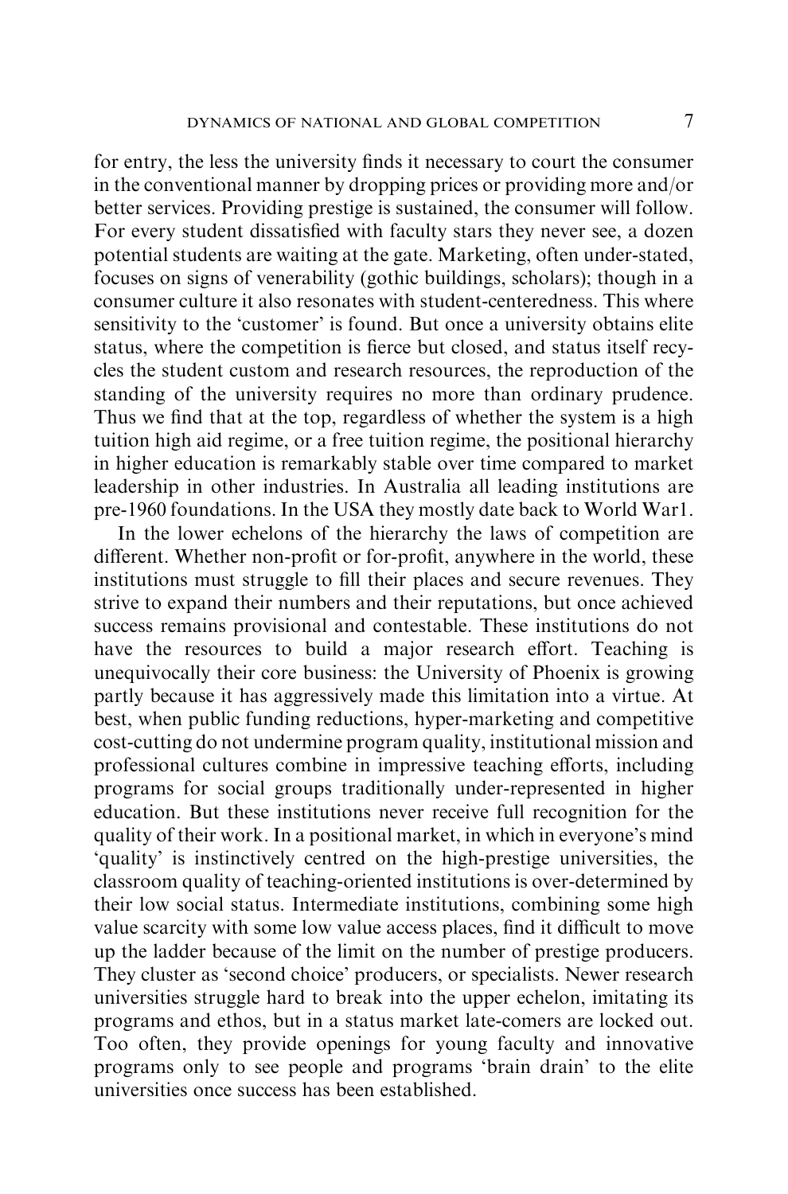for entry, the less the university finds it necessary to court the consumer in the conventional manner by dropping prices or providing more and/or better services. Providing prestige is sustained, the consumer will follow. For every student dissatisfied with faculty stars they never see, a dozen potential students are waiting at the gate. Marketing, often under-stated, focuses on signs of venerability (gothic buildings, scholars); though in a consumer culture it also resonates with student-centeredness. This where sensitivity to the 'customer' is found. But once a university obtains elite status, where the competition is fierce but closed, and status itself recycles the student custom and research resources, the reproduction of the standing of the university requires no more than ordinary prudence. Thus we find that at the top, regardless of whether the system is a high tuition high aid regime, or a free tuition regime, the positional hierarchy in higher education is remarkably stable over time compared to market leadership in other industries. In Australia all leading institutions are pre-1960 foundations. In the USA they mostly date back to World War1.

In the lower echelons of the hierarchy the laws of competition are different. Whether non-profit or for-profit, anywhere in the world, these institutions must struggle to fill their places and secure revenues. They strive to expand their numbers and their reputations, but once achieved success remains provisional and contestable. These institutions do not have the resources to build a major research effort. Teaching is unequivocally their core business: the University of Phoenix is growing partly because it has aggressively made this limitation into a virtue. At best, when public funding reductions, hyper-marketing and competitive cost-cutting do not undermine program quality, institutional mission and professional cultures combine in impressive teaching efforts, including programs for social groups traditionally under-represented in higher education. But these institutions never receive full recognition for the quality of their work. In a positional market, in which in everyone's mind 'quality' is instinctively centred on the high-prestige universities, the classroom quality of teaching-oriented institutions is over-determined by their low social status. Intermediate institutions, combining some high value scarcity with some low value access places, find it difficult to move up the ladder because of the limit on the number of prestige producers. They cluster as 'second choice' producers, or specialists. Newer research universities struggle hard to break into the upper echelon, imitating its programs and ethos, but in a status market late-comers are locked out. Too often, they provide openings for young faculty and innovative programs only to see people and programs 'brain drain' to the elite universities once success has been established.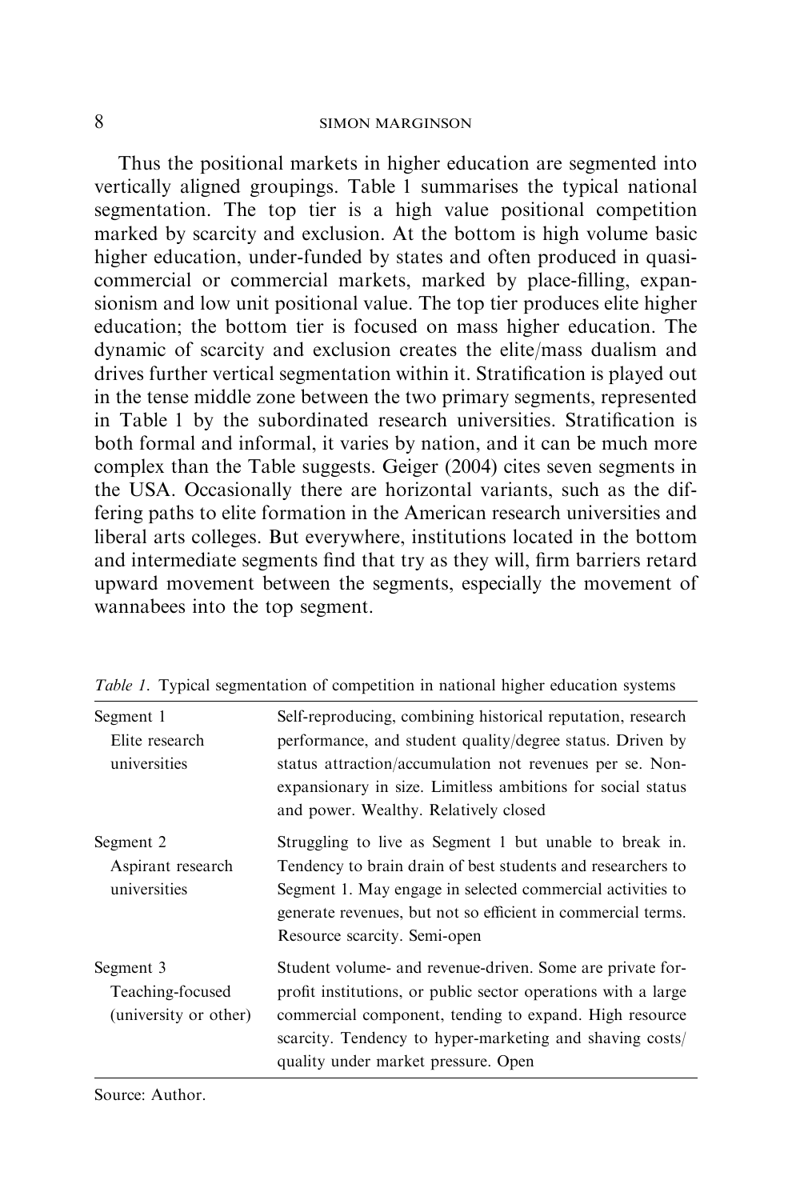Thus the positional markets in higher education are segmented into vertically aligned groupings. Table 1 summarises the typical national segmentation. The top tier is a high value positional competition marked by scarcity and exclusion. At the bottom is high volume basic higher education, under-funded by states and often produced in quasi-commercial or commercial markets, marked by place-filling, expansionism and low unit positional value. The top tier produces elite higher education; the bottom tier is focused on mass higher education. The dynamic of scarcity and exclusion creates the elite/mass dualism and drives further vertical segmentation within it. Stratification is played out in the tense middle zone between the two primary segments, represented in Table 1 by the subordinated research universities. Stratification is both formal and informal, it varies by nation, and it can be much more complex than the Table suggests. Geiger (2004) cites seven segments in the USA. Occasionally there are horizontal variants, such as the differing paths to elite formation in the American research universities and liberal arts colleges. But everywhere, institutions located in the bottom and intermediate segments find that try as they will, firm barriers retard upward movement between the segments, especially the movement of wannabees into the top segment.

*Table 1*. Typical segmentation of competition in national higher education systems

| | |
|---|---|
| Segment 1<br>Elite research universities | Self-reproducing, combining historical reputation, research performance, and student quality/degree status. Driven by status attraction/accumulation not revenues per se. Non-expansionary in size. Limitless ambitions for social status and power. Wealthy. Relatively closed |
| Segment 2<br>Aspirant research universities | Struggling to live as Segment 1 but unable to break in. Tendency to brain drain of best students and researchers to Segment 1. May engage in selected commercial activities to generate revenues, but not so efficient in commercial terms. Resource scarcity. Semi-open |
| Segment 3<br>Teaching-focused (university or other) | Student volume- and revenue-driven. Some are private for-profit institutions, or public sector operations with a large commercial component, tending to expand. High resource scarcity. Tendency to hyper-marketing and shaving costs/quality under market pressure. Open |

Source: Author.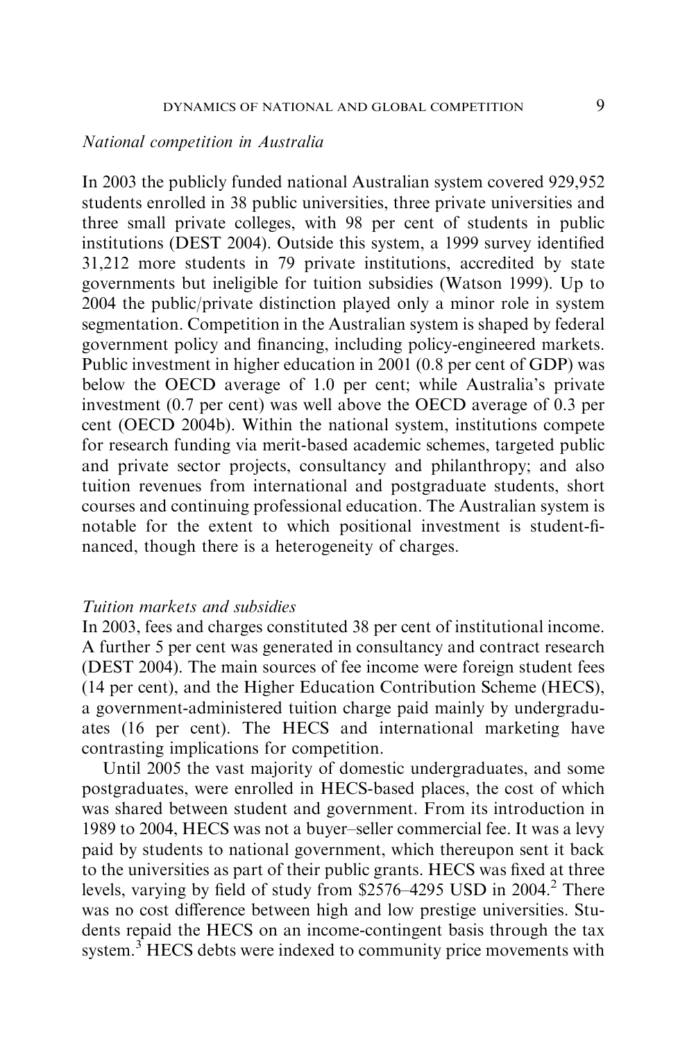*National competition in Australia*

In 2003 the publicly funded national Australian system covered 929,952 students enrolled in 38 public universities, three private universities and three small private colleges, with 98 per cent of students in public institutions (DEST 2004). Outside this system, a 1999 survey identified 31,212 more students in 79 private institutions, accredited by state governments but ineligible for tuition subsidies (Watson 1999). Up to 2004 the public/private distinction played only a minor role in system segmentation. Competition in the Australian system is shaped by federal government policy and financing, including policy-engineered markets. Public investment in higher education in 2001 (0.8 per cent of GDP) was below the OECD average of 1.0 per cent; while Australia's private investment (0.7 per cent) was well above the OECD average of 0.3 per cent (OECD 2004b). Within the national system, institutions compete for research funding via merit-based academic schemes, targeted public and private sector projects, consultancy and philanthropy; and also tuition revenues from international and postgraduate students, short courses and continuing professional education. The Australian system is notable for the extent to which positional investment is student-financed, though there is a heterogeneity of charges.

*Tuition markets and subsidies*

In 2003, fees and charges constituted 38 per cent of institutional income. A further 5 per cent was generated in consultancy and contract research (DEST 2004). The main sources of fee income were foreign student fees (14 per cent), and the Higher Education Contribution Scheme (HECS), a government-administered tuition charge paid mainly by undergraduates (16 per cent). The HECS and international marketing have contrasting implications for competition.

Until 2005 the vast majority of domestic undergraduates, and some postgraduates, were enrolled in HECS-based places, the cost of which was shared between student and government. From its introduction in 1989 to 2004, HECS was not a buyer–seller commercial fee. It was a levy paid by students to national government, which thereupon sent it back to the universities as part of their public grants. HECS was fixed at three levels, varying by field of study from $2576–4295 USD in 2004.[2] There was no cost difference between high and low prestige universities. Students repaid the HECS on an income-contingent basis through the tax system.[3] HECS debts were indexed to community price movements with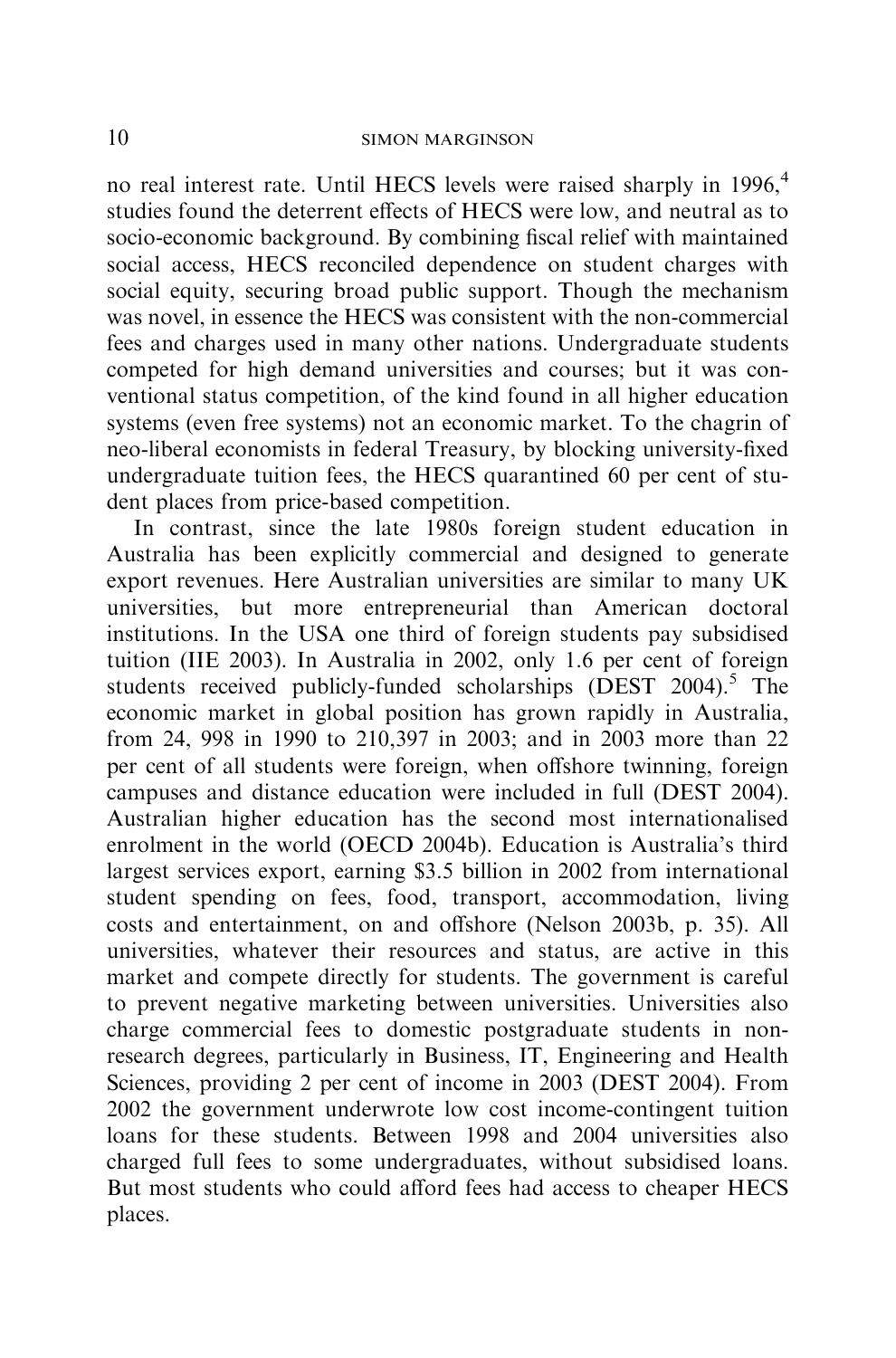no real interest rate. Until HECS levels were raised sharply in 1996,[4] studies found the deterrent effects of HECS were low, and neutral as to socio-economic background. By combining fiscal relief with maintained social access, HECS reconciled dependence on student charges with social equity, securing broad public support. Though the mechanism was novel, in essence the HECS was consistent with the non-commercial fees and charges used in many other nations. Undergraduate students competed for high demand universities and courses; but it was conventional status competition, of the kind found in all higher education systems (even free systems) not an economic market. To the chagrin of neo-liberal economists in federal Treasury, by blocking university-fixed undergraduate tuition fees, the HECS quarantined 60 per cent of student places from price-based competition.

In contrast, since the late 1980s foreign student education in Australia has been explicitly commercial and designed to generate export revenues. Here Australian universities are similar to many UK universities, but more entrepreneurial than American doctoral institutions. In the USA one third of foreign students pay subsidised tuition (IIE 2003). In Australia in 2002, only 1.6 per cent of foreign students received publicly-funded scholarships (DEST 2004).[5] The economic market in global position has grown rapidly in Australia, from 24, 998 in 1990 to 210,397 in 2003; and in 2003 more than 22 per cent of all students were foreign, when offshore twinning, foreign campuses and distance education were included in full (DEST 2004). Australian higher education has the second most internationalised enrolment in the world (OECD 2004b). Education is Australia's third largest services export, earning $3.5 billion in 2002 from international student spending on fees, food, transport, accommodation, living costs and entertainment, on and offshore (Nelson 2003b, p. 35). All universities, whatever their resources and status, are active in this market and compete directly for students. The government is careful to prevent negative marketing between universities. Universities also charge commercial fees to domestic postgraduate students in non-research degrees, particularly in Business, IT, Engineering and Health Sciences, providing 2 per cent of income in 2003 (DEST 2004). From 2002 the government underwrote low cost income-contingent tuition loans for these students. Between 1998 and 2004 universities also charged full fees to some undergraduates, without subsidised loans. But most students who could afford fees had access to cheaper HECS places.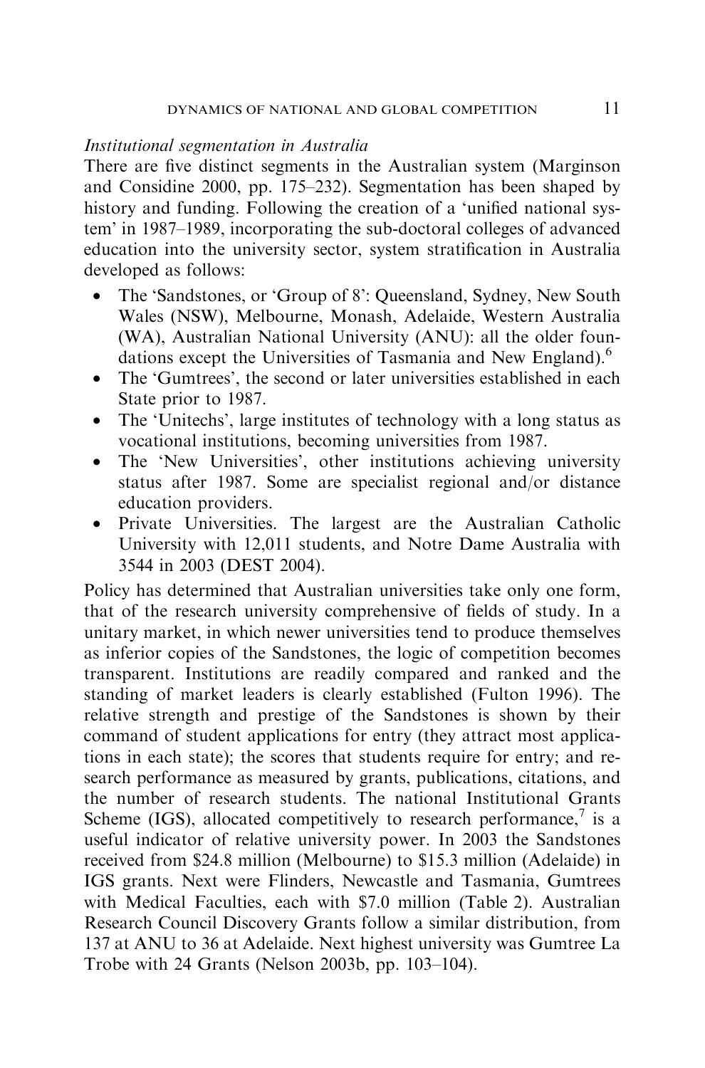*Institutional segmentation in Australia*

There are five distinct segments in the Australian system (Marginson and Considine 2000, pp. 175–232). Segmentation has been shaped by history and funding. Following the creation of a 'unified national system' in 1987–1989, incorporating the sub-doctoral colleges of advanced education into the university sector, system stratification in Australia developed as follows:

- The 'Sandstones, or 'Group of 8': Queensland, Sydney, New South Wales (NSW), Melbourne, Monash, Adelaide, Western Australia (WA), Australian National University (ANU): all the older foundations except the Universities of Tasmania and New England).[6]
- The 'Gumtrees', the second or later universities established in each State prior to 1987.
- The 'Unitechs', large institutes of technology with a long status as vocational institutions, becoming universities from 1987.
- The 'New Universities', other institutions achieving university status after 1987. Some are specialist regional and/or distance education providers.
- Private Universities. The largest are the Australian Catholic University with 12,011 students, and Notre Dame Australia with 3544 in 2003 (DEST 2004).

Policy has determined that Australian universities take only one form, that of the research university comprehensive of fields of study. In a unitary market, in which newer universities tend to produce themselves as inferior copies of the Sandstones, the logic of competition becomes transparent. Institutions are readily compared and ranked and the standing of market leaders is clearly established (Fulton 1996). The relative strength and prestige of the Sandstones is shown by their command of student applications for entry (they attract most applications in each state); the scores that students require for entry; and research performance as measured by grants, publications, citations, and the number of research students. The national Institutional Grants Scheme (IGS), allocated competitively to research performance,[7] is a useful indicator of relative university power. In 2003 the Sandstones received from $24.8 million (Melbourne) to $15.3 million (Adelaide) in IGS grants. Next were Flinders, Newcastle and Tasmania, Gumtrees with Medical Faculties, each with $7.0 million (Table 2). Australian Research Council Discovery Grants follow a similar distribution, from 137 at ANU to 36 at Adelaide. Next highest university was Gumtree La Trobe with 24 Grants (Nelson 2003b, pp. 103–104).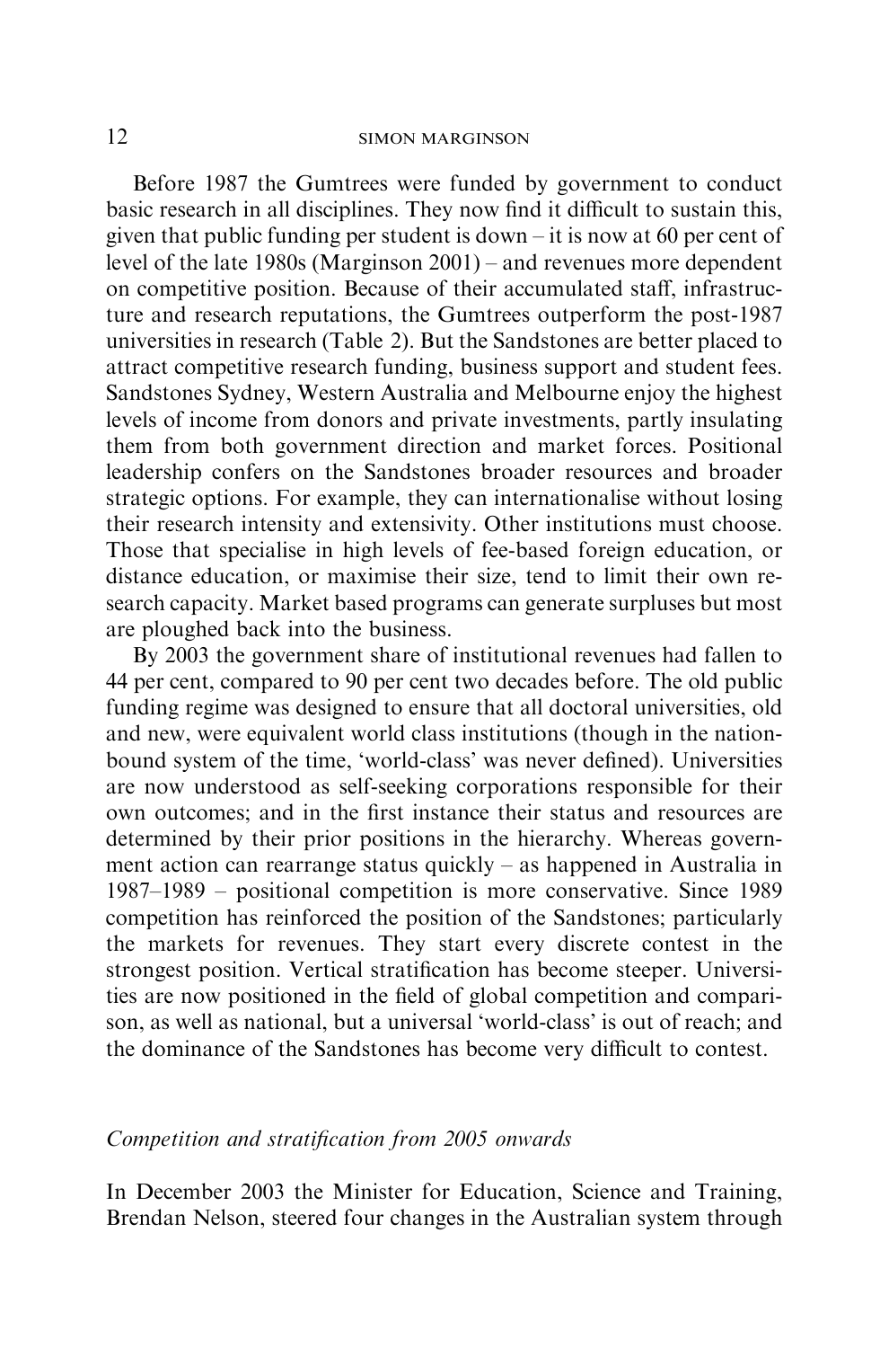Before 1987 the Gumtrees were funded by government to conduct basic research in all disciplines. They now find it difficult to sustain this, given that public funding per student is down – it is now at 60 per cent of level of the late 1980s (Marginson 2001) – and revenues more dependent on competitive position. Because of their accumulated staff, infrastructure and research reputations, the Gumtrees outperform the post-1987 universities in research (Table 2). But the Sandstones are better placed to attract competitive research funding, business support and student fees. Sandstones Sydney, Western Australia and Melbourne enjoy the highest levels of income from donors and private investments, partly insulating them from both government direction and market forces. Positional leadership confers on the Sandstones broader resources and broader strategic options. For example, they can internationalise without losing their research intensity and extensivity. Other institutions must choose. Those that specialise in high levels of fee-based foreign education, or distance education, or maximise their size, tend to limit their own research capacity. Market based programs can generate surpluses but most are ploughed back into the business.

By 2003 the government share of institutional revenues had fallen to 44 per cent, compared to 90 per cent two decades before. The old public funding regime was designed to ensure that all doctoral universities, old and new, were equivalent world class institutions (though in the nation-bound system of the time, 'world-class' was never defined). Universities are now understood as self-seeking corporations responsible for their own outcomes; and in the first instance their status and resources are determined by their prior positions in the hierarchy. Whereas government action can rearrange status quickly – as happened in Australia in 1987–1989 – positional competition is more conservative. Since 1989 competition has reinforced the position of the Sandstones; particularly the markets for revenues. They start every discrete contest in the strongest position. Vertical stratification has become steeper. Universities are now positioned in the field of global competition and comparison, as well as national, but a universal 'world-class' is out of reach; and the dominance of the Sandstones has become very difficult to contest.

### *Competition and stratification from 2005 onwards*

In December 2003 the Minister for Education, Science and Training, Brendan Nelson, steered four changes in the Australian system through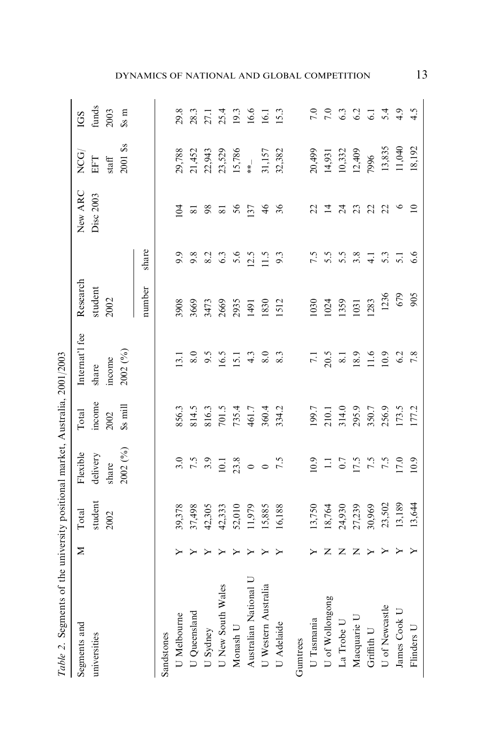*Table 2.* Segments of the university positional market, Australia, 2001/2003

| Segments and universities | M | Total student 2002 | Flexible delivery share 2002 (%) | Total income 2002 $s mill | Internat'l fee share income 2002 (%) | Research student 2002 number | Research student 2002 share | New ARC Disc 2003 | NCG/ EFT staff 2001 $s | IGS funds 2003 $s m |
|---|---|---|---|---|---|---|---|---|---|---|
| Sandstones | | | | | | | | | | |
| U Melbourne | Y | 39,378 | 3.0 | 856.3 | 13.1 | 3908 | 9.9 | 104 | 29,788 | 29.8 |
| U Queensland | Y | 37,498 | 7.5 | 814.5 | 8.0 | 3669 | 9.8 | 81 | 21,452 | 28.3 |
| U Sydney | Y | 42,305 | 3.9 | 816.3 | 9.5 | 3473 | 8.2 | 98 | 22,943 | 27.1 |
| U New South Wales | Y | 42,333 | 10.1 | 701.5 | 16.5 | 2669 | 6.3 | 81 | 23,529 | 25.4 |
| Monash U | Y | 52,010 | 23.8 | 735.4 | 15.1 | 2935 | 5.6 | 56 | 15,786 | 19.3 |
| Australian National U | Y | 11,979 | 0 | 461.7 | 4.3 | 1491 | 12.5 | 137 | **_ | 16.6 |
| U Western Australia | Y | 15,885 | 0 | 360.4 | 8.0 | 1830 | 11.5 | 46 | 31,157 | 16.1 |
| U Adelaide | Y | 16,188 | 7.5 | 334.2 | 8.3 | 1512 | 9.3 | 36 | 32,382 | 15.3 |
| Gumtrees | | | | | | | | | | |
| U Tasmania | Y | 13,750 | 10.9 | 199.7 | 7.1 | 1030 | 7.5 | 22 | 20,499 | 7.0 |
| U of Wollongong | N | 18,764 | 1.1 | 210.1 | 20.5 | 1024 | 5.5 | 14 | 14,931 | 7.0 |
| La Trobe U | N | 24,930 | 0.7 | 314.0 | 8.1 | 1359 | 5.5 | 24 | 10,332 | 6.3 |
| Macquarie U | N | 27,239 | 17.5 | 295.9 | 18.9 | 1031 | 3.8 | 23 | 12,409 | 6.2 |
| Griffith U | Y | 30,969 | 7.5 | 350.7 | 11.6 | 1283 | 4.1 | 22 | 7996 | 6.1 |
| U of Newcastle | Y | 23,502 | 7.5 | 256.9 | 10.9 | 1236 | 5.3 | 22 | 13,835 | 5.4 |
| James Cook U | Y | 13,189 | 17.0 | 173.5 | 6.2 | 679 | 5.1 | 6 | 11,040 | 4.9 |
| Flinders U | Y | 13,644 | 10.9 | 177.2 | 7.8 | 905 | 6.6 | 10 | 18,192 | 4.5 |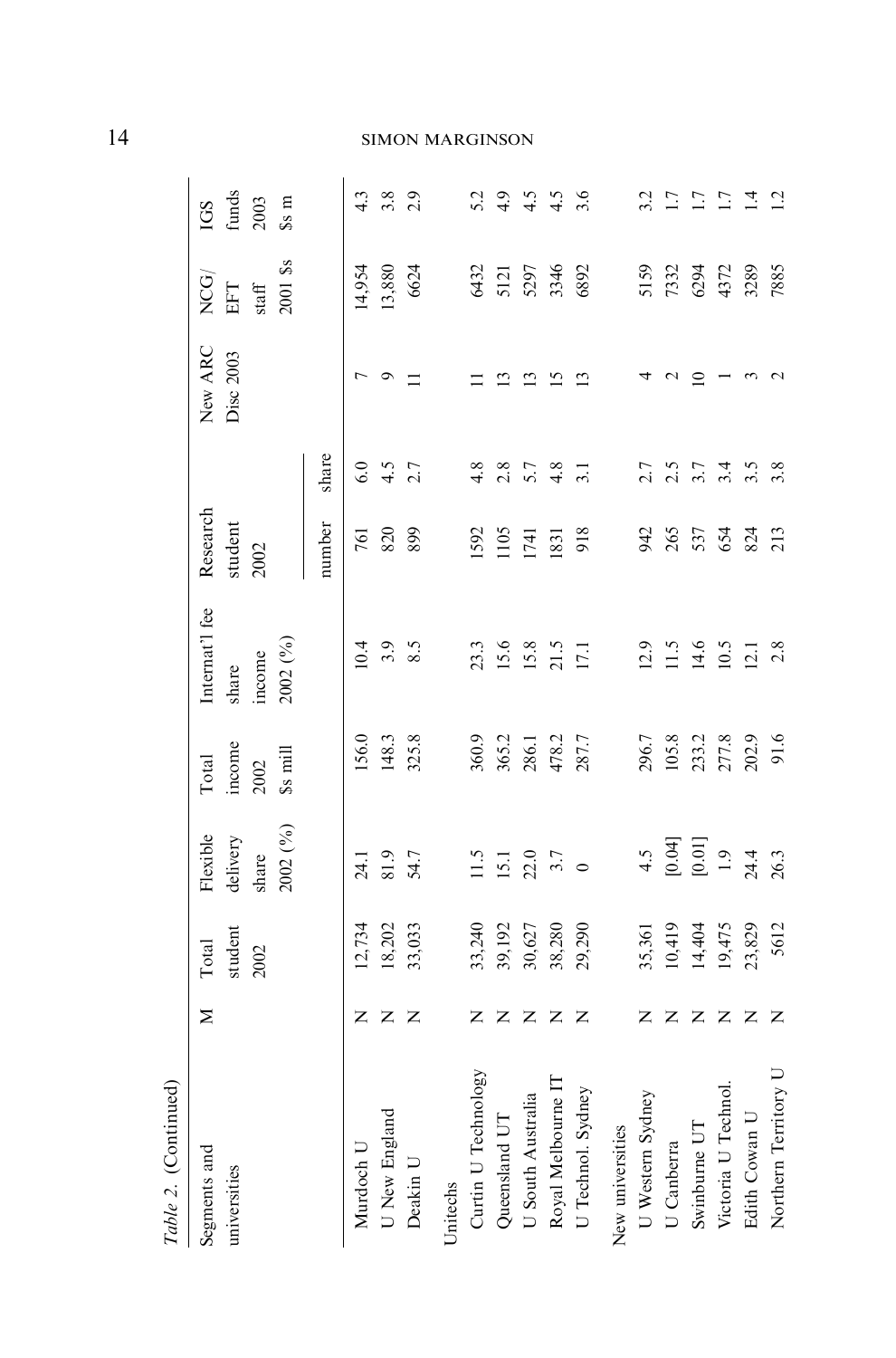*Table 2.* (Continued)

| Segments and universities | M | Total student 2002 | Flexible delivery share 2002 (%) | Total income 2002 $s mill | Internat'l fee share income 2002 (%) | Research student 2002 | | New ARC Disc 2003 | NCG/ EFT staff 2001 $s | IGS funds 2003 $s m |
|---|---|---|---|---|---|---|---|---|---|---|
| | | | | | | number | share | | | |
| Murdoch U | N | 12,734 | 24.1 | 156.0 | 10.4 | 761 | 6.0 | 7 | 14,954 | 4.3 |
| U New England | N | 18,202 | 81.9 | 148.3 | 3.9 | 820 | 4.5 | 9 | 13,880 | 3.8 |
| Deakin U | N | 33,033 | 54.7 | 325.8 | 8.5 | 899 | 2.7 | 11 | 6624 | 2.9 |
| Unitechs | | | | | | | | | | |
| Curtin U Technology | N | 33,240 | 11.5 | 360.9 | 23.3 | 1592 | 4.8 | 11 | 6432 | 5.2 |
| Queensland UT | N | 39,192 | 15.1 | 365.2 | 15.6 | 1105 | 2.8 | 13 | 5121 | 4.9 |
| U South Australia | N | 30,627 | 22.0 | 286.1 | 15.8 | 1741 | 5.7 | 13 | 5297 | 4.5 |
| Royal Melbourne IT | N | 38,280 | 3.7 | 478.2 | 21.5 | 1831 | 4.8 | 15 | 3346 | 4.5 |
| U Technol. Sydney | N | 29,290 | 0 | 287.7 | 17.1 | 918 | 3.1 | 13 | 6892 | 3.6 |
| New universities | | | | | | | | | | |
| U Western Sydney | N | 35,361 | 4.5 | 296.7 | 12.9 | 942 | 2.7 | 4 | 5159 | 3.2 |
| U Canberra | N | 10,419 | [0.04] | 105.8 | 11.5 | 265 | 2.5 | 2 | 7332 | 1.7 |
| Swinburne UT | N | 14,404 | [0.01] | 233.2 | 14.6 | 537 | 3.7 | 10 | 6294 | 1.7 |
| Victoria U Technol. | N | 19,475 | 1.9 | 277.8 | 10.5 | 654 | 3.4 | 1 | 4372 | 1.7 |
| Edith Cowan U | N | 23,829 | 24.4 | 202.9 | 12.1 | 824 | 3.5 | 3 | 3289 | 1.4 |
| Northern Territory U | N | 5612 | 26.3 | 91.6 | 2.8 | 213 | 3.8 | 2 | 7885 | 1.2 |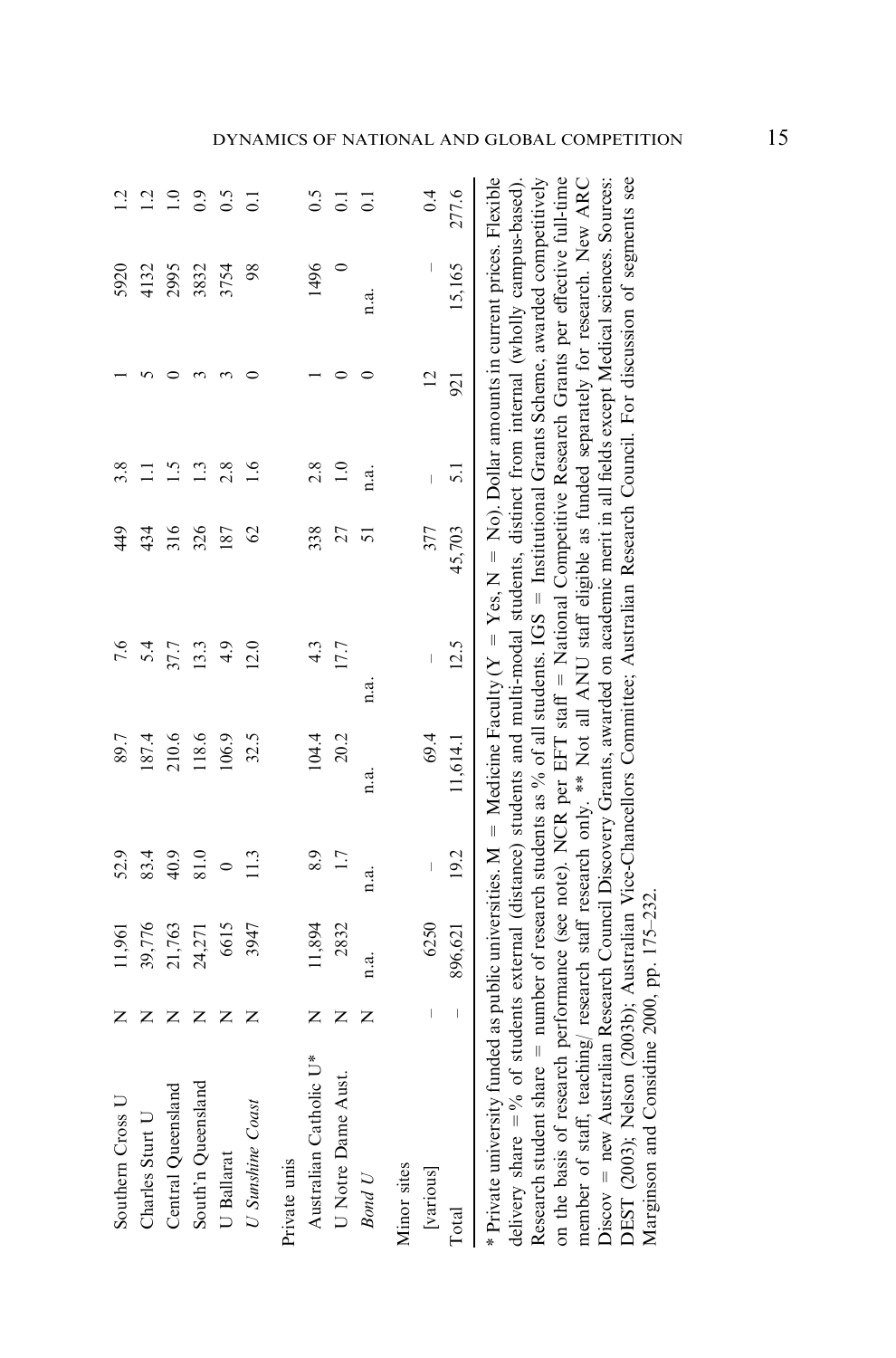| | | | | | | | | | | |
|---|---|---|---|---|---|---|---|---|---|---|
| Southern Cross U | N | 11,961 | 52.9 | 89.7 | 7.6 | 449 | 3.8 | 1 | 5920 | 1.2 |
| Charles Sturt U | N | 39,776 | 83.4 | 187.4 | 5.4 | 434 | 1.1 | 5 | 4132 | 1.2 |
| Central Queensland | N | 21,763 | 40.9 | 210.6 | 37.7 | 316 | 1.5 | 0 | 2995 | 1.0 |
| South'n Queensland | N | 24,271 | 81.0 | 118.6 | 13.3 | 326 | 1.3 | 3 | 3832 | 0.9 |
| U Ballarat | N | 6615 | 0 | 106.9 | 4.9 | 187 | 2.8 | 3 | 3754 | 0.5 |
| *U Sunshine Coast* | N | 3947 | 11.3 | 32.5 | 12.0 | 62 | 1.6 | 0 | 98 | 0.1 |
| Private unis | | | | | | | | | | |
| Australian Catholic U* | N | 11,894 | 8.9 | 104.4 | 4.3 | 338 | 2.8 | 1 | 1496 | 0.5 |
| U Notre Dame Aust. | N | 2832 | 1.7 | 20.2 | 17.7 | 27 | 1.0 | 0 | 0 | 0.1 |
| *Bond U* | N | n.a. | n.a. | n.a. | n.a. | 51 | n.a. | 0 | n.a. | 0.1 |
| Minor sites | | | | | | | | | | |
| [various] | – | 6250 | – | 69.4 | – | 377 | – | 12 | – | 0.4 |
| Total | – | 896,621 | 19.2 | 11,614.1 | 12.5 | 45,703 | 5.1 | 921 | 15,165 | 277.6 |

\* Private university funded as public universities. M = Medicine Faculty (Y = Yes, N = No). Dollar amounts in current prices. Flexible delivery share = % of students external (distance) students and multi-modal students, distinct from internal (wholly campus-based). Research student share = number of research students as % of all students. IGS = Institutional Grants Scheme, awarded competitively on the basis of research performance (see note). NCR per EFT staff = National Competitive Research Grants per effective full-time member of staff, teaching/ research staff research only. ** Not all ANU staff eligible as funded separately for research. New ARC Discov = new Australian Research Council Discovery Grants, awarded on academic merit in all fields except Medical sciences. Sources: DEST (2003); Nelson (2003b); Australian Vice-Chancellors Committee; Australian Research Council. For discussion of segments see Marginson and Considine 2000, pp. 175–232.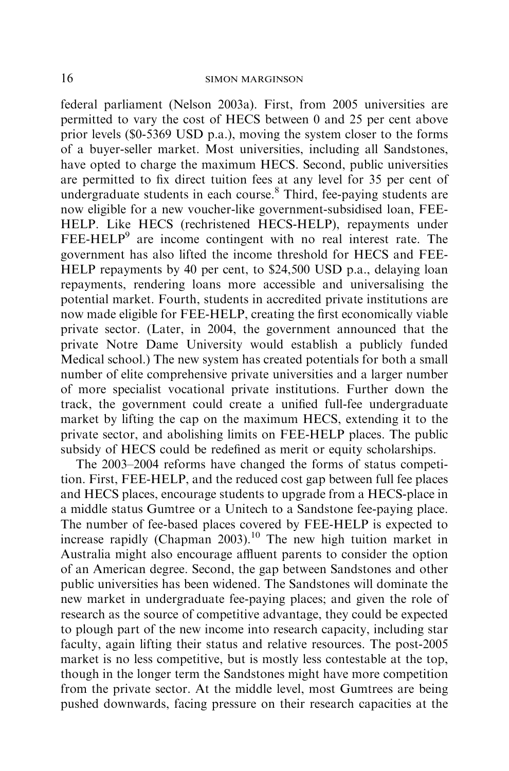federal parliament (Nelson 2003a). First, from 2005 universities are permitted to vary the cost of HECS between 0 and 25 per cent above prior levels ($0-5369 USD p.a.), moving the system closer to the forms of a buyer-seller market. Most universities, including all Sandstones, have opted to charge the maximum HECS. Second, public universities are permitted to fix direct tuition fees at any level for 35 per cent of undergraduate students in each course.[8] Third, fee-paying students are now eligible for a new voucher-like government-subsidised loan, FEE-HELP. Like HECS (rechristened HECS-HELP), repayments under FEE-HELP[9] are income contingent with no real interest rate. The government has also lifted the income threshold for HECS and FEE-HELP repayments by 40 per cent, to $24,500 USD p.a., delaying loan repayments, rendering loans more accessible and universalising the potential market. Fourth, students in accredited private institutions are now made eligible for FEE-HELP, creating the first economically viable private sector. (Later, in 2004, the government announced that the private Notre Dame University would establish a publicly funded Medical school.) The new system has created potentials for both a small number of elite comprehensive private universities and a larger number of more specialist vocational private institutions. Further down the track, the government could create a unified full-fee undergraduate market by lifting the cap on the maximum HECS, extending it to the private sector, and abolishing limits on FEE-HELP places. The public subsidy of HECS could be redefined as merit or equity scholarships.

The 2003–2004 reforms have changed the forms of status competition. First, FEE-HELP, and the reduced cost gap between full fee places and HECS places, encourage students to upgrade from a HECS-place in a middle status Gumtree or a Unitech to a Sandstone fee-paying place. The number of fee-based places covered by FEE-HELP is expected to increase rapidly (Chapman 2003).[10] The new high tuition market in Australia might also encourage affluent parents to consider the option of an American degree. Second, the gap between Sandstones and other public universities has been widened. The Sandstones will dominate the new market in undergraduate fee-paying places; and given the role of research as the source of competitive advantage, they could be expected to plough part of the new income into research capacity, including star faculty, again lifting their status and relative resources. The post-2005 market is no less competitive, but is mostly less contestable at the top, though in the longer term the Sandstones might have more competition from the private sector. At the middle level, most Gumtrees are being pushed downwards, facing pressure on their research capacities at the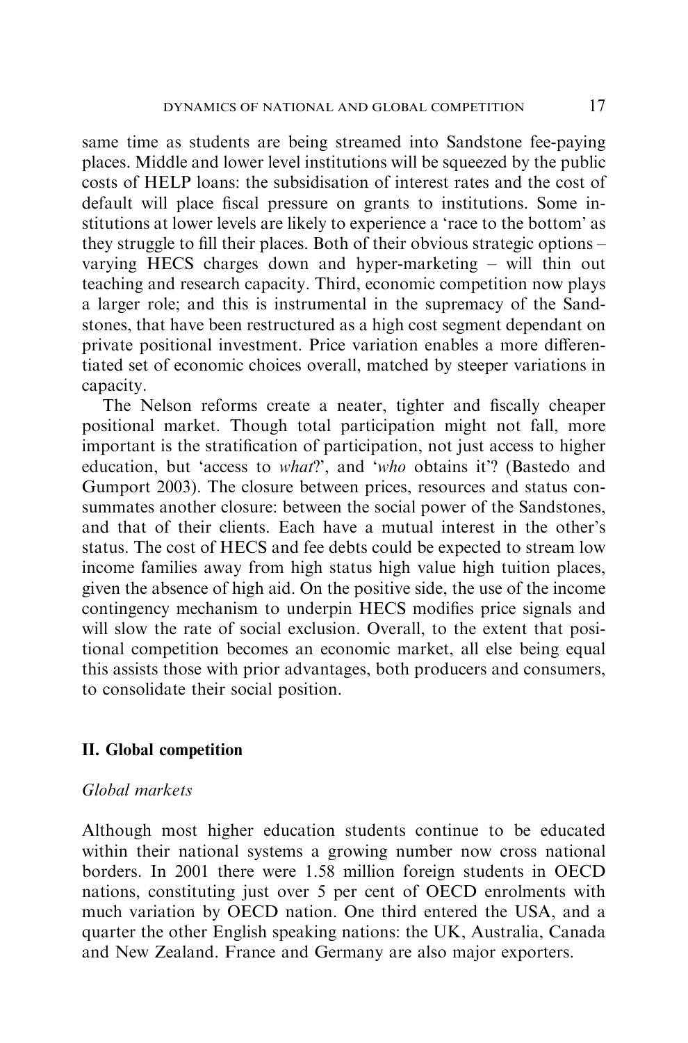same time as students are being streamed into Sandstone fee-paying places. Middle and lower level institutions will be squeezed by the public costs of HELP loans: the subsidisation of interest rates and the cost of default will place fiscal pressure on grants to institutions. Some institutions at lower levels are likely to experience a 'race to the bottom' as they struggle to fill their places. Both of their obvious strategic options – varying HECS charges down and hyper-marketing – will thin out teaching and research capacity. Third, economic competition now plays a larger role; and this is instrumental in the supremacy of the Sandstones, that have been restructured as a high cost segment dependant on private positional investment. Price variation enables a more differentiated set of economic choices overall, matched by steeper variations in capacity.

The Nelson reforms create a neater, tighter and fiscally cheaper positional market. Though total participation might not fall, more important is the stratification of participation, not just access to higher education, but 'access to *what*?', and '*who* obtains it'? (Bastedo and Gumport 2003). The closure between prices, resources and status consummates another closure: between the social power of the Sandstones, and that of their clients. Each have a mutual interest in the other's status. The cost of HECS and fee debts could be expected to stream low income families away from high status high value high tuition places, given the absence of high aid. On the positive side, the use of the income contingency mechanism to underpin HECS modifies price signals and will slow the rate of social exclusion. Overall, to the extent that positional competition becomes an economic market, all else being equal this assists those with prior advantages, both producers and consumers, to consolidate their social position.

## II. Global competition

### *Global markets*

Although most higher education students continue to be educated within their national systems a growing number now cross national borders. In 2001 there were 1.58 million foreign students in OECD nations, constituting just over 5 per cent of OECD enrolments with much variation by OECD nation. One third entered the USA, and a quarter the other English speaking nations: the UK, Australia, Canada and New Zealand. France and Germany are also major exporters.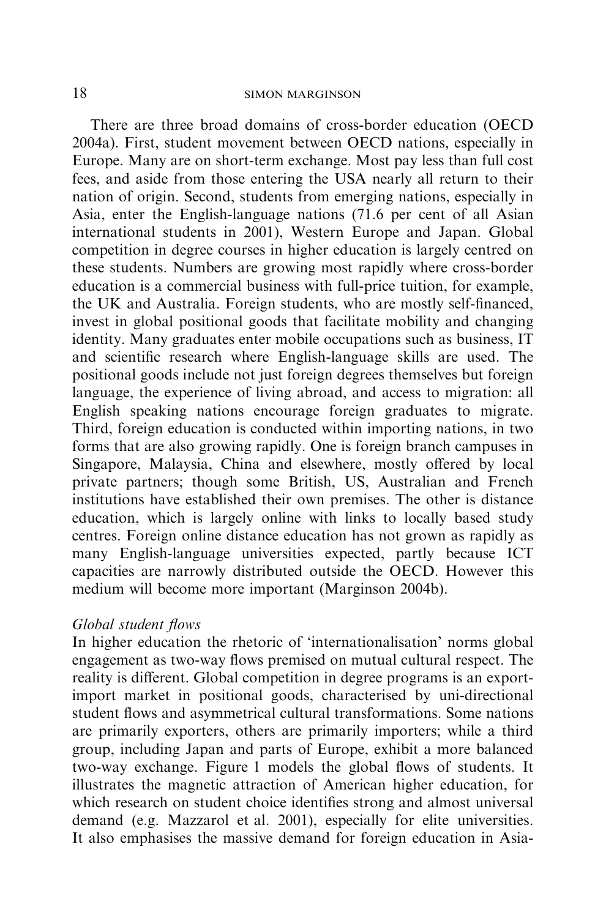There are three broad domains of cross-border education (OECD 2004a). First, student movement between OECD nations, especially in Europe. Many are on short-term exchange. Most pay less than full cost fees, and aside from those entering the USA nearly all return to their nation of origin. Second, students from emerging nations, especially in Asia, enter the English-language nations (71.6 per cent of all Asian international students in 2001), Western Europe and Japan. Global competition in degree courses in higher education is largely centred on these students. Numbers are growing most rapidly where cross-border education is a commercial business with full-price tuition, for example, the UK and Australia. Foreign students, who are mostly self-financed, invest in global positional goods that facilitate mobility and changing identity. Many graduates enter mobile occupations such as business, IT and scientific research where English-language skills are used. The positional goods include not just foreign degrees themselves but foreign language, the experience of living abroad, and access to migration: all English speaking nations encourage foreign graduates to migrate. Third, foreign education is conducted within importing nations, in two forms that are also growing rapidly. One is foreign branch campuses in Singapore, Malaysia, China and elsewhere, mostly offered by local private partners; though some British, US, Australian and French institutions have established their own premises. The other is distance education, which is largely online with links to locally based study centres. Foreign online distance education has not grown as rapidly as many English-language universities expected, partly because ICT capacities are narrowly distributed outside the OECD. However this medium will become more important (Marginson 2004b).

*Global student flows*

In higher education the rhetoric of 'internationalisation' norms global engagement as two-way flows premised on mutual cultural respect. The reality is different. Global competition in degree programs is an export-import market in positional goods, characterised by uni-directional student flows and asymmetrical cultural transformations. Some nations are primarily exporters, others are primarily importers; while a third group, including Japan and parts of Europe, exhibit a more balanced two-way exchange. Figure 1 models the global flows of students. It illustrates the magnetic attraction of American higher education, for which research on student choice identifies strong and almost universal demand (e.g. Mazzarol et al. 2001), especially for elite universities. It also emphasises the massive demand for foreign education in Asia-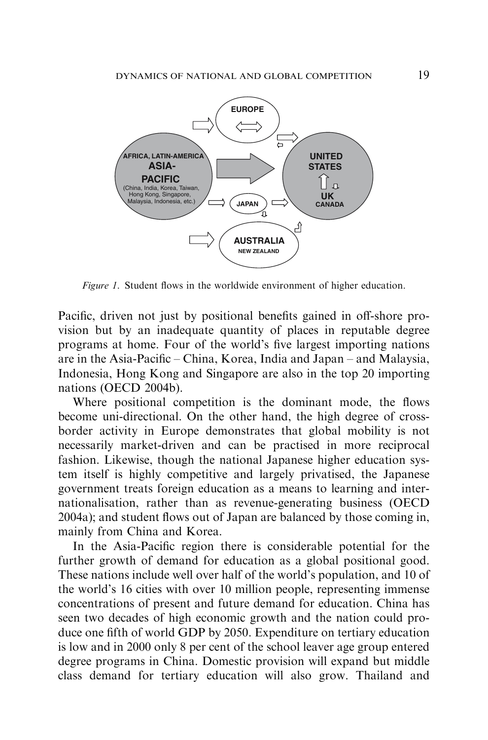*Figure 1.* Student flows in the worldwide environment of higher education.

Pacific, driven not just by positional benefits gained in off-shore provision but by an inadequate quantity of places in reputable degree programs at home. Four of the world's five largest importing nations are in the Asia-Pacific – China, Korea, India and Japan – and Malaysia, Indonesia, Hong Kong and Singapore are also in the top 20 importing nations (OECD 2004b).

Where positional competition is the dominant mode, the flows become uni-directional. On the other hand, the high degree of cross-border activity in Europe demonstrates that global mobility is not necessarily market-driven and can be practised in more reciprocal fashion. Likewise, though the national Japanese higher education system itself is highly competitive and largely privatised, the Japanese government treats foreign education as a means to learning and internationalisation, rather than as revenue-generating business (OECD 2004a); and student flows out of Japan are balanced by those coming in, mainly from China and Korea.

In the Asia-Pacific region there is considerable potential for the further growth of demand for education as a global positional good. These nations include well over half of the world's population, and 10 of the world's 16 cities with over 10 million people, representing immense concentrations of present and future demand for education. China has seen two decades of high economic growth and the nation could produce one fifth of world GDP by 2050. Expenditure on tertiary education is low and in 2000 only 8 per cent of the school leaver age group entered degree programs in China. Domestic provision will expand but middle class demand for tertiary education will also grow. Thailand and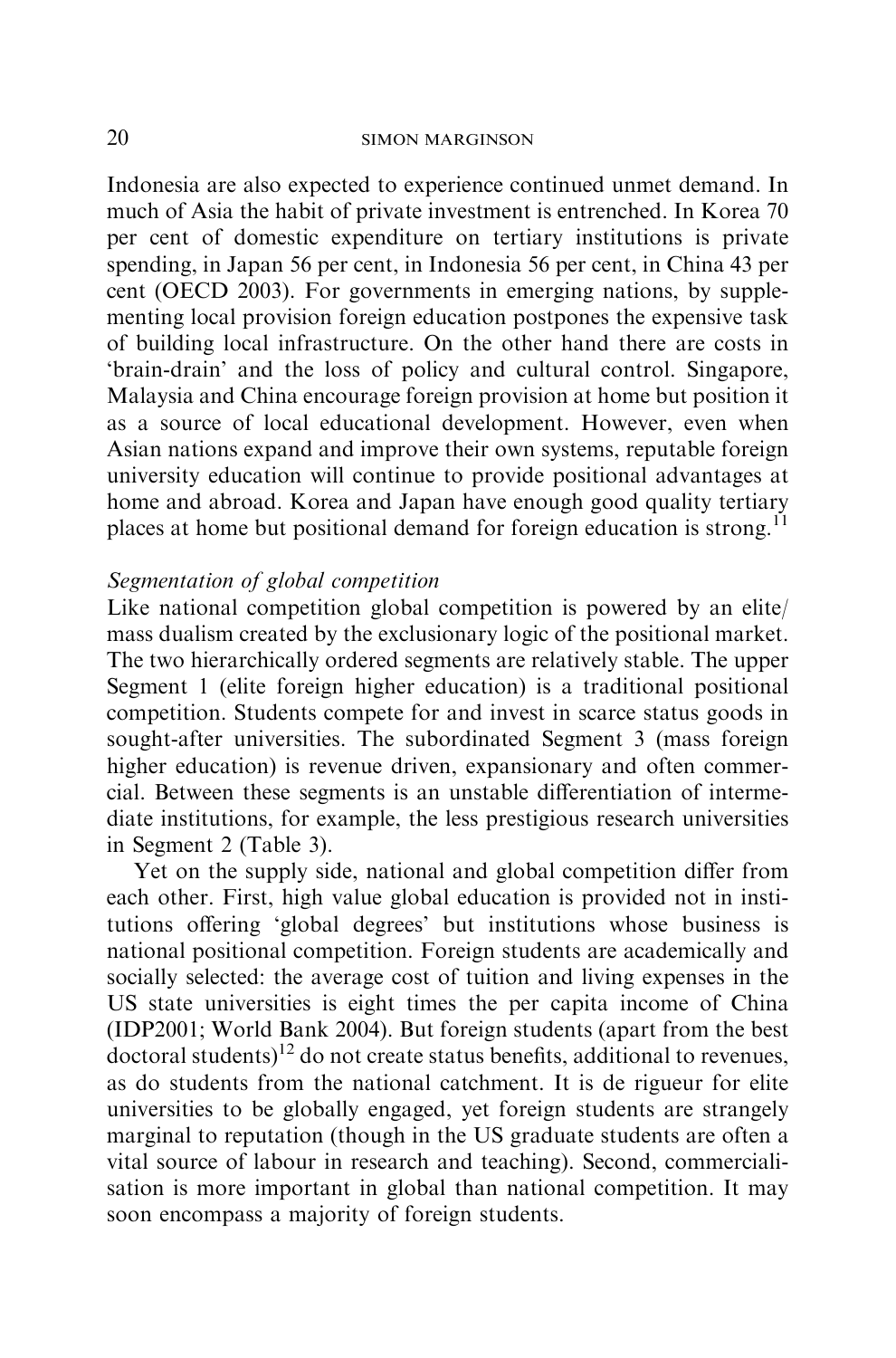Indonesia are also expected to experience continued unmet demand. In much of Asia the habit of private investment is entrenched. In Korea 70 per cent of domestic expenditure on tertiary institutions is private spending, in Japan 56 per cent, in Indonesia 56 per cent, in China 43 per cent (OECD 2003). For governments in emerging nations, by supplementing local provision foreign education postpones the expensive task of building local infrastructure. On the other hand there are costs in 'brain-drain' and the loss of policy and cultural control. Singapore, Malaysia and China encourage foreign provision at home but position it as a source of local educational development. However, even when Asian nations expand and improve their own systems, reputable foreign university education will continue to provide positional advantages at home and abroad. Korea and Japan have enough good quality tertiary places at home but positional demand for foreign education is strong.[11]

*Segmentation of global competition*

Like national competition global competition is powered by an elite/mass dualism created by the exclusionary logic of the positional market. The two hierarchically ordered segments are relatively stable. The upper Segment 1 (elite foreign higher education) is a traditional positional competition. Students compete for and invest in scarce status goods in sought-after universities. The subordinated Segment 3 (mass foreign higher education) is revenue driven, expansionary and often commercial. Between these segments is an unstable differentiation of intermediate institutions, for example, the less prestigious research universities in Segment 2 (Table 3).

Yet on the supply side, national and global competition differ from each other. First, high value global education is provided not in institutions offering 'global degrees' but institutions whose business is national positional competition. Foreign students are academically and socially selected: the average cost of tuition and living expenses in the US state universities is eight times the per capita income of China (IDP2001; World Bank 2004). But foreign students (apart from the best doctoral students)[12] do not create status benefits, additional to revenues, as do students from the national catchment. It is de rigueur for elite universities to be globally engaged, yet foreign students are strangely marginal to reputation (though in the US graduate students are often a vital source of labour in research and teaching). Second, commercialisation is more important in global than national competition. It may soon encompass a majority of foreign students.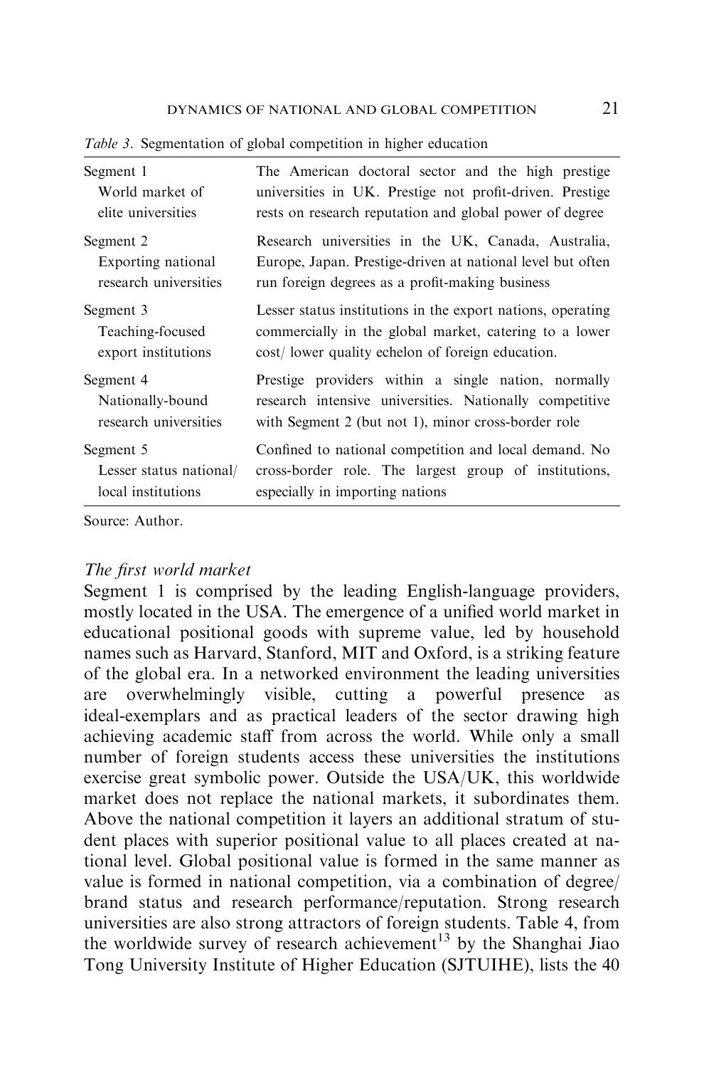*Table 3*. Segmentation of global competition in higher education

| Segment | Description |
|---|---|
| Segment 1 World market of elite universities | The American doctoral sector and the high prestige universities in UK. Prestige not profit-driven. Prestige rests on research reputation and global power of degree |
| Segment 2 Exporting national research universities | Research universities in the UK, Canada, Australia, Europe, Japan. Prestige-driven at national level but often run foreign degrees as a profit-making business |
| Segment 3 Teaching-focused export institutions | Lesser status institutions in the export nations, operating commercially in the global market, catering to a lower cost/ lower quality echelon of foreign education. |
| Segment 4 Nationally-bound research universities | Prestige providers within a single nation, normally research intensive universities. Nationally competitive with Segment 2 (but not 1), minor cross-border role |
| Segment 5 Lesser status national/ local institutions | Confined to national competition and local demand. No cross-border role. The largest group of institutions, especially in importing nations |

Source: Author.

### *The first world market*

Segment 1 is comprised by the leading English-language providers, mostly located in the USA. The emergence of a unified world market in educational positional goods with supreme value, led by household names such as Harvard, Stanford, MIT and Oxford, is a striking feature of the global era. In a networked environment the leading universities are overwhelmingly visible, cutting a powerful presence as ideal-exemplars and as practical leaders of the sector drawing high achieving academic staff from across the world. While only a small number of foreign students access these universities the institutions exercise great symbolic power. Outside the USA/UK, this worldwide market does not replace the national markets, it subordinates them. Above the national competition it layers an additional stratum of student places with superior positional value to all places created at national level. Global positional value is formed in the same manner as value is formed in national competition, via a combination of degree/ brand status and research performance/reputation. Strong research universities are also strong attractors of foreign students. Table 4, from the worldwide survey of research achievement[13] by the Shanghai Jiao Tong University Institute of Higher Education (SJTUIHE), lists the 40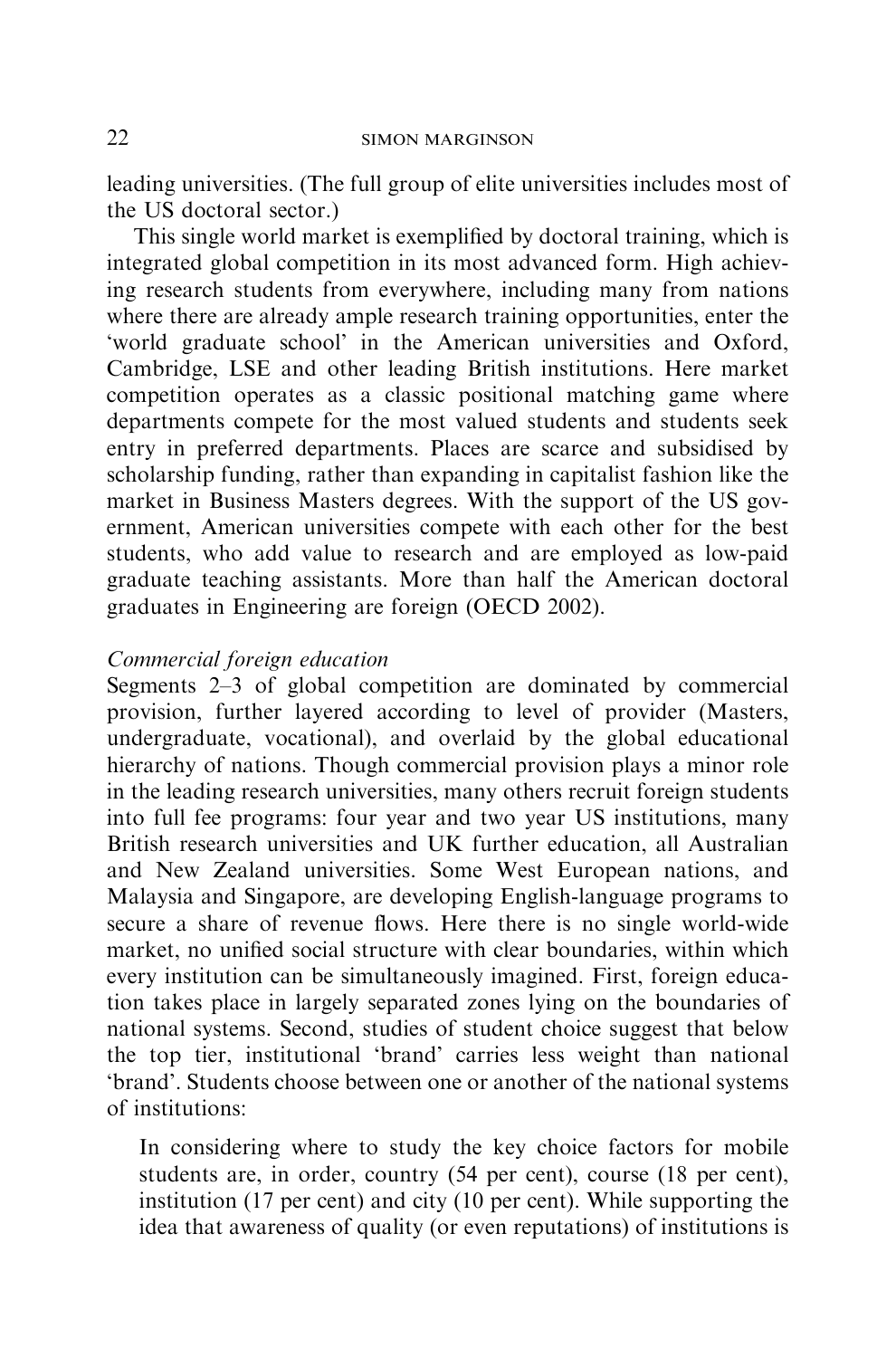leading universities. (The full group of elite universities includes most of the US doctoral sector.)

This single world market is exemplified by doctoral training, which is integrated global competition in its most advanced form. High achieving research students from everywhere, including many from nations where there are already ample research training opportunities, enter the 'world graduate school' in the American universities and Oxford, Cambridge, LSE and other leading British institutions. Here market competition operates as a classic positional matching game where departments compete for the most valued students and students seek entry in preferred departments. Places are scarce and subsidised by scholarship funding, rather than expanding in capitalist fashion like the market in Business Masters degrees. With the support of the US government, American universities compete with each other for the best students, who add value to research and are employed as low-paid graduate teaching assistants. More than half the American doctoral graduates in Engineering are foreign (OECD 2002).

*Commercial foreign education*

Segments 2–3 of global competition are dominated by commercial provision, further layered according to level of provider (Masters, undergraduate, vocational), and overlaid by the global educational hierarchy of nations. Though commercial provision plays a minor role in the leading research universities, many others recruit foreign students into full fee programs: four year and two year US institutions, many British research universities and UK further education, all Australian and New Zealand universities. Some West European nations, and Malaysia and Singapore, are developing English-language programs to secure a share of revenue flows. Here there is no single world-wide market, no unified social structure with clear boundaries, within which every institution can be simultaneously imagined. First, foreign education takes place in largely separated zones lying on the boundaries of national systems. Second, studies of student choice suggest that below the top tier, institutional 'brand' carries less weight than national 'brand'. Students choose between one or another of the national systems of institutions:

> In considering where to study the key choice factors for mobile students are, in order, country (54 per cent), course (18 per cent), institution (17 per cent) and city (10 per cent). While supporting the idea that awareness of quality (or even reputations) of institutions is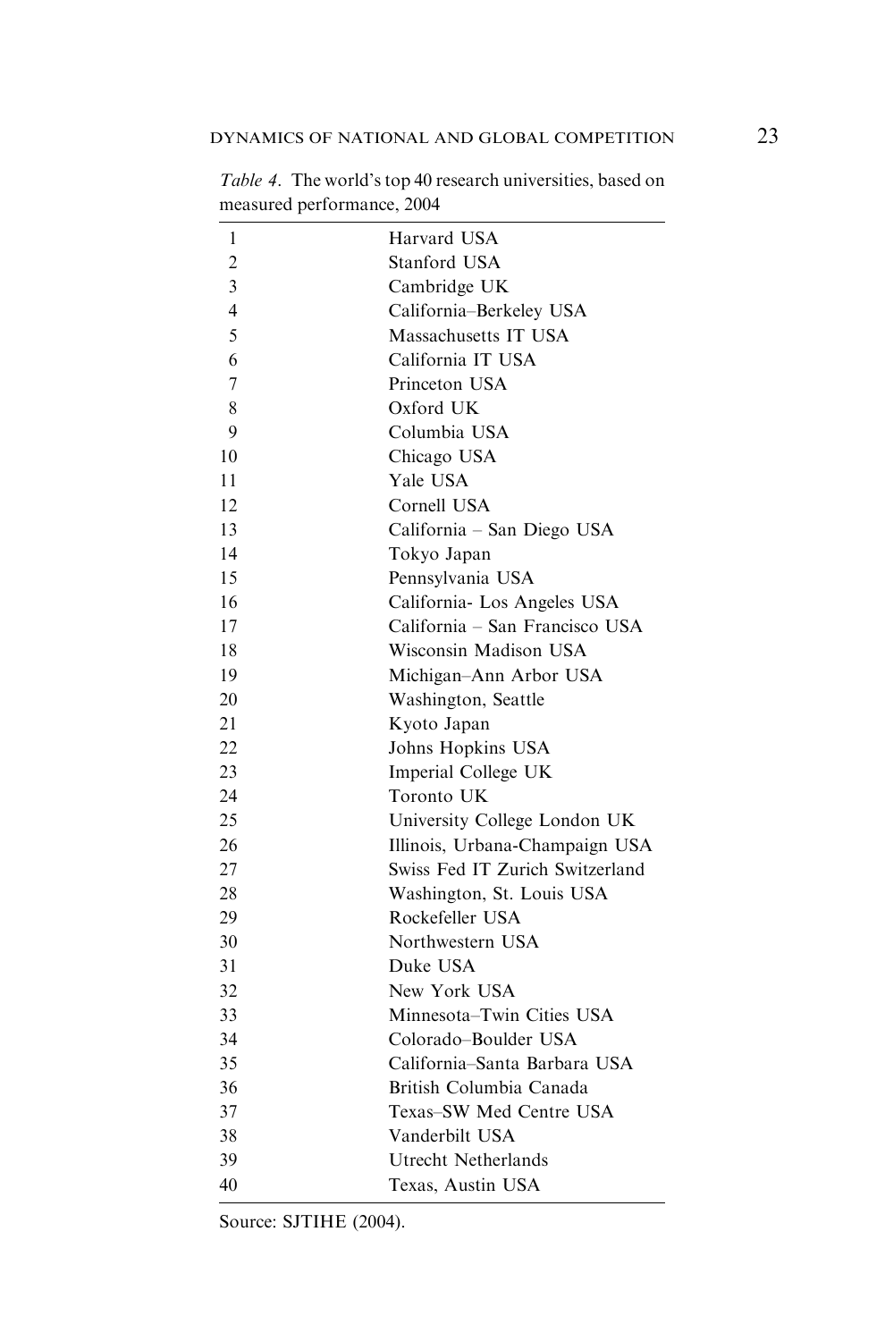*Table 4*. The world's top 40 research universities, based on measured performance, 2004

| | |
|---|---|
| 1 | Harvard USA |
| 2 | Stanford USA |
| 3 | Cambridge UK |
| 4 | California–Berkeley USA |
| 5 | Massachusetts IT USA |
| 6 | California IT USA |
| 7 | Princeton USA |
| 8 | Oxford UK |
| 9 | Columbia USA |
| 10 | Chicago USA |
| 11 | Yale USA |
| 12 | Cornell USA |
| 13 | California – San Diego USA |
| 14 | Tokyo Japan |
| 15 | Pennsylvania USA |
| 16 | California- Los Angeles USA |
| 17 | California – San Francisco USA |
| 18 | Wisconsin Madison USA |
| 19 | Michigan–Ann Arbor USA |
| 20 | Washington, Seattle |
| 21 | Kyoto Japan |
| 22 | Johns Hopkins USA |
| 23 | Imperial College UK |
| 24 | Toronto UK |
| 25 | University College London UK |
| 26 | Illinois, Urbana-Champaign USA |
| 27 | Swiss Fed IT Zurich Switzerland |
| 28 | Washington, St. Louis USA |
| 29 | Rockefeller USA |
| 30 | Northwestern USA |
| 31 | Duke USA |
| 32 | New York USA |
| 33 | Minnesota–Twin Cities USA |
| 34 | Colorado–Boulder USA |
| 35 | California–Santa Barbara USA |
| 36 | British Columbia Canada |
| 37 | Texas–SW Med Centre USA |
| 38 | Vanderbilt USA |
| 39 | Utrecht Netherlands |
| 40 | Texas, Austin USA |

Source: SJTIHE (2004).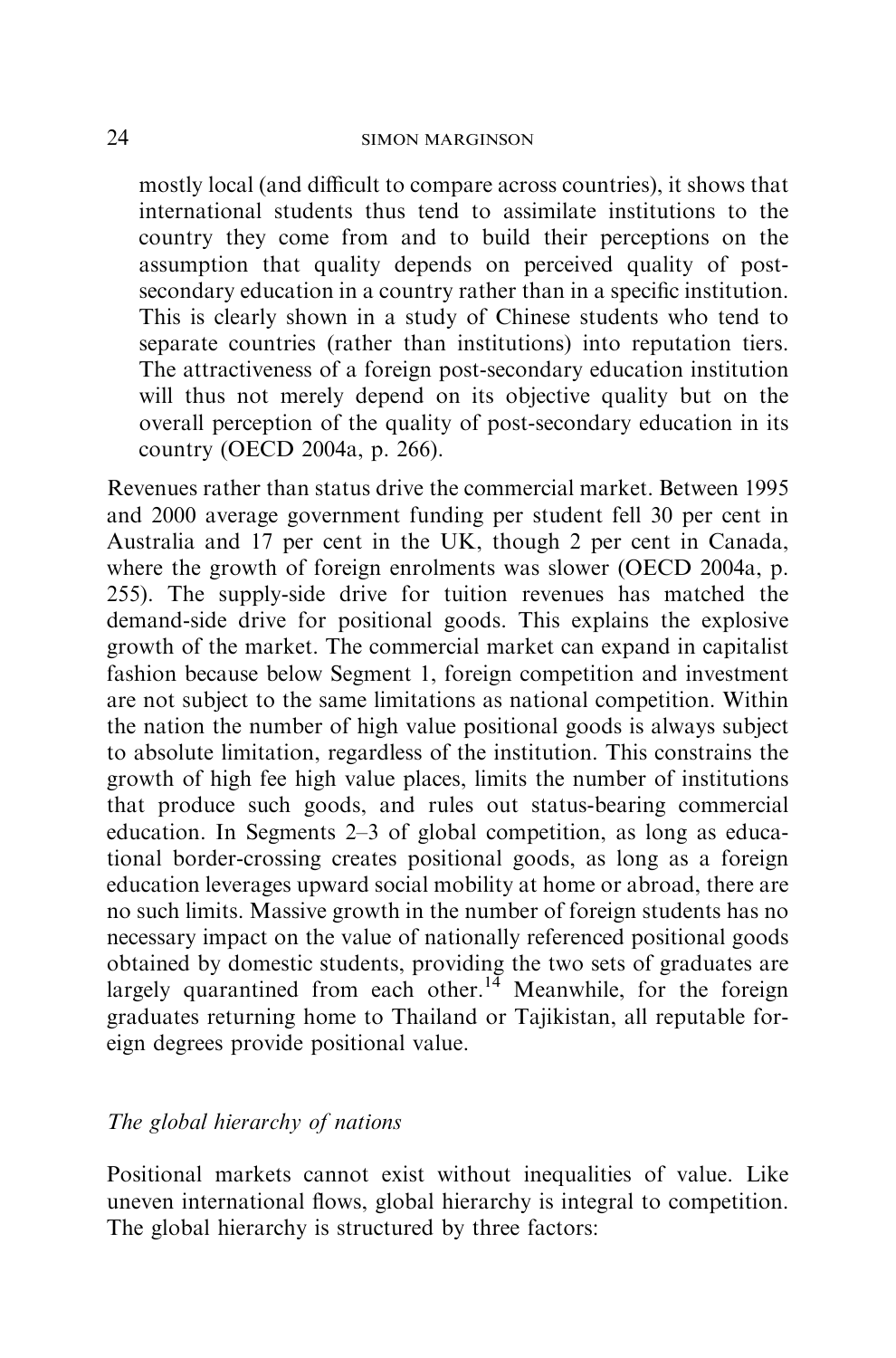mostly local (and difficult to compare across countries), it shows that international students thus tend to assimilate institutions to the country they come from and to build their perceptions on the assumption that quality depends on perceived quality of post-secondary education in a country rather than in a specific institution. This is clearly shown in a study of Chinese students who tend to separate countries (rather than institutions) into reputation tiers. The attractiveness of a foreign post-secondary education institution will thus not merely depend on its objective quality but on the overall perception of the quality of post-secondary education in its country (OECD 2004a, p. 266).

Revenues rather than status drive the commercial market. Between 1995 and 2000 average government funding per student fell 30 per cent in Australia and 17 per cent in the UK, though 2 per cent in Canada, where the growth of foreign enrolments was slower (OECD 2004a, p. 255). The supply-side drive for tuition revenues has matched the demand-side drive for positional goods. This explains the explosive growth of the market. The commercial market can expand in capitalist fashion because below Segment 1, foreign competition and investment are not subject to the same limitations as national competition. Within the nation the number of high value positional goods is always subject to absolute limitation, regardless of the institution. This constrains the growth of high fee high value places, limits the number of institutions that produce such goods, and rules out status-bearing commercial education. In Segments 2–3 of global competition, as long as educational border-crossing creates positional goods, as long as a foreign education leverages upward social mobility at home or abroad, there are no such limits. Massive growth in the number of foreign students has no necessary impact on the value of nationally referenced positional goods obtained by domestic students, providing the two sets of graduates are largely quarantined from each other.[14] Meanwhile, for the foreign graduates returning home to Thailand or Tajikistan, all reputable foreign degrees provide positional value.

### *The global hierarchy of nations*

Positional markets cannot exist without inequalities of value. Like uneven international flows, global hierarchy is integral to competition. The global hierarchy is structured by three factors: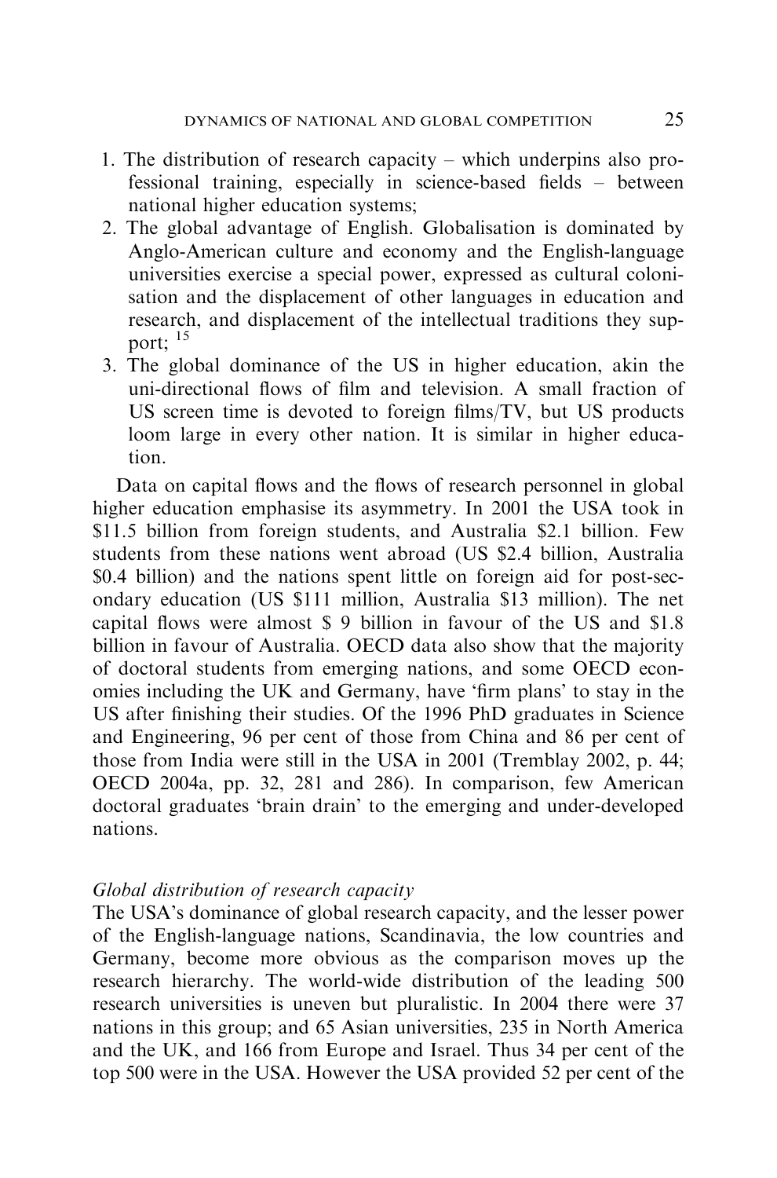1. The distribution of research capacity – which underpins also professional training, especially in science-based fields – between national higher education systems;
2. The global advantage of English. Globalisation is dominated by Anglo-American culture and economy and the English-language universities exercise a special power, expressed as cultural colonisation and the displacement of other languages in education and research, and displacement of the intellectual traditions they support; [15]
3. The global dominance of the US in higher education, akin the uni-directional flows of film and television. A small fraction of US screen time is devoted to foreign films/TV, but US products loom large in every other nation. It is similar in higher education.

Data on capital flows and the flows of research personnel in global higher education emphasise its asymmetry. In 2001 the USA took in $11.5 billion from foreign students, and Australia $2.1 billion. Few students from these nations went abroad (US $2.4 billion, Australia $0.4 billion) and the nations spent little on foreign aid for post-secondary education (US $111 million, Australia $13 million). The net capital flows were almost $ 9 billion in favour of the US and $1.8 billion in favour of Australia. OECD data also show that the majority of doctoral students from emerging nations, and some OECD economies including the UK and Germany, have 'firm plans' to stay in the US after finishing their studies. Of the 1996 PhD graduates in Science and Engineering, 96 per cent of those from China and 86 per cent of those from India were still in the USA in 2001 (Tremblay 2002, p. 44; OECD 2004a, pp. 32, 281 and 286). In comparison, few American doctoral graduates 'brain drain' to the emerging and under-developed nations.

### *Global distribution of research capacity*

The USA's dominance of global research capacity, and the lesser power of the English-language nations, Scandinavia, the low countries and Germany, become more obvious as the comparison moves up the research hierarchy. The world-wide distribution of the leading 500 research universities is uneven but pluralistic. In 2004 there were 37 nations in this group; and 65 Asian universities, 235 in North America and the UK, and 166 from Europe and Israel. Thus 34 per cent of the top 500 were in the USA. However the USA provided 52 per cent of the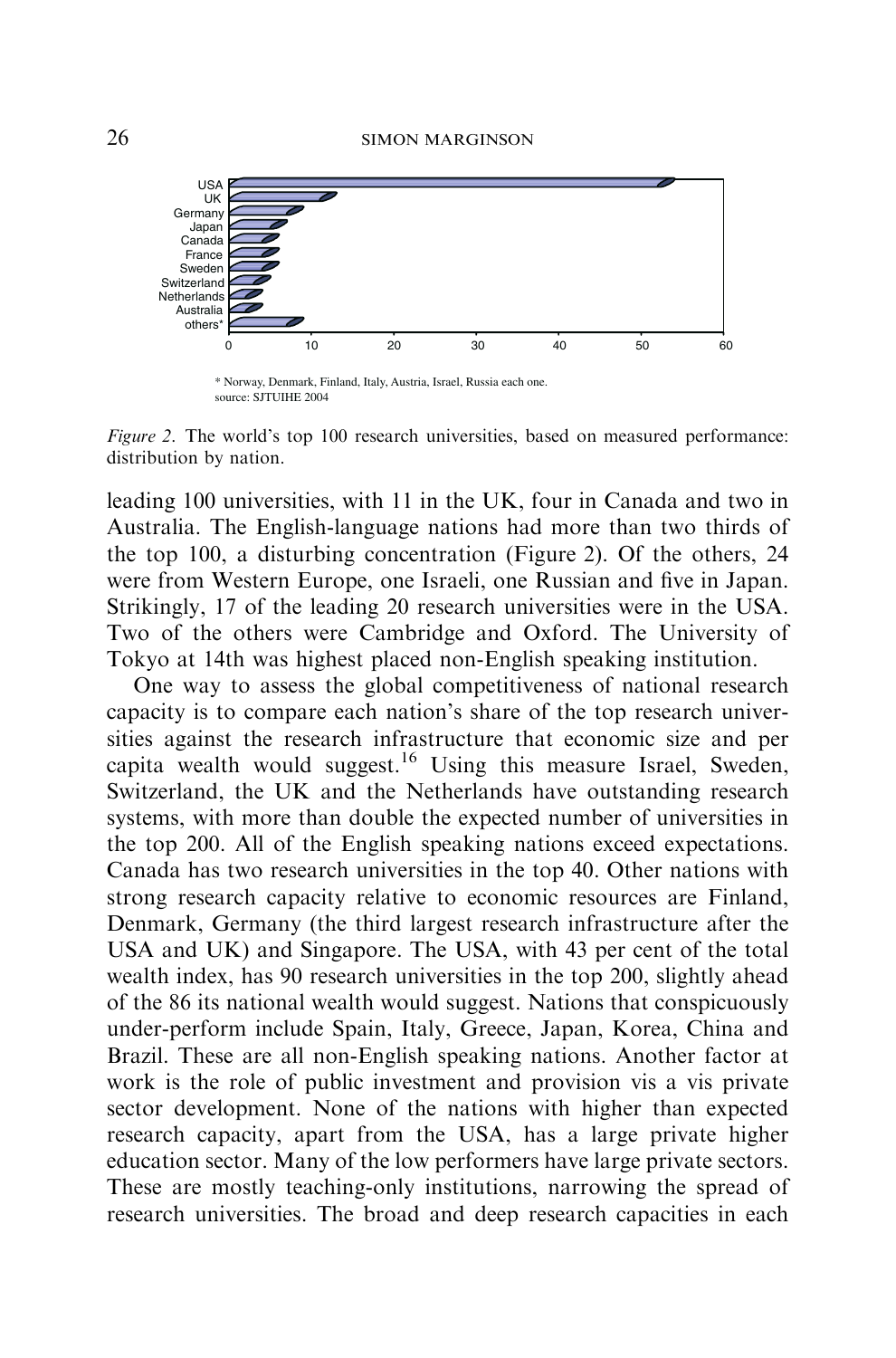USA
UK
Germany
Japan
Canada
France
Sweden
Switzerland
Netherlands
Australia
others*

0 10 20 30 40 50 60

\* Norway, Denmark, Finland, Italy, Austria, Israel, Russia each one.
source: SJTUIHE 2004

*Figure 2.* The world's top 100 research universities, based on measured performance: distribution by nation.

leading 100 universities, with 11 in the UK, four in Canada and two in Australia. The English-language nations had more than two thirds of the top 100, a disturbing concentration (Figure 2). Of the others, 24 were from Western Europe, one Israeli, one Russian and five in Japan. Strikingly, 17 of the leading 20 research universities were in the USA. Two of the others were Cambridge and Oxford. The University of Tokyo at 14th was highest placed non-English speaking institution.

One way to assess the global competitiveness of national research capacity is to compare each nation's share of the top research universities against the research infrastructure that economic size and per capita wealth would suggest.[16] Using this measure Israel, Sweden, Switzerland, the UK and the Netherlands have outstanding research systems, with more than double the expected number of universities in the top 200. All of the English speaking nations exceed expectations. Canada has two research universities in the top 40. Other nations with strong research capacity relative to economic resources are Finland, Denmark, Germany (the third largest research infrastructure after the USA and UK) and Singapore. The USA, with 43 per cent of the total wealth index, has 90 research universities in the top 200, slightly ahead of the 86 its national wealth would suggest. Nations that conspicuously under-perform include Spain, Italy, Greece, Japan, Korea, China and Brazil. These are all non-English speaking nations. Another factor at work is the role of public investment and provision vis a vis private sector development. None of the nations with higher than expected research capacity, apart from the USA, has a large private higher education sector. Many of the low performers have large private sectors. These are mostly teaching-only institutions, narrowing the spread of research universities. The broad and deep research capacities in each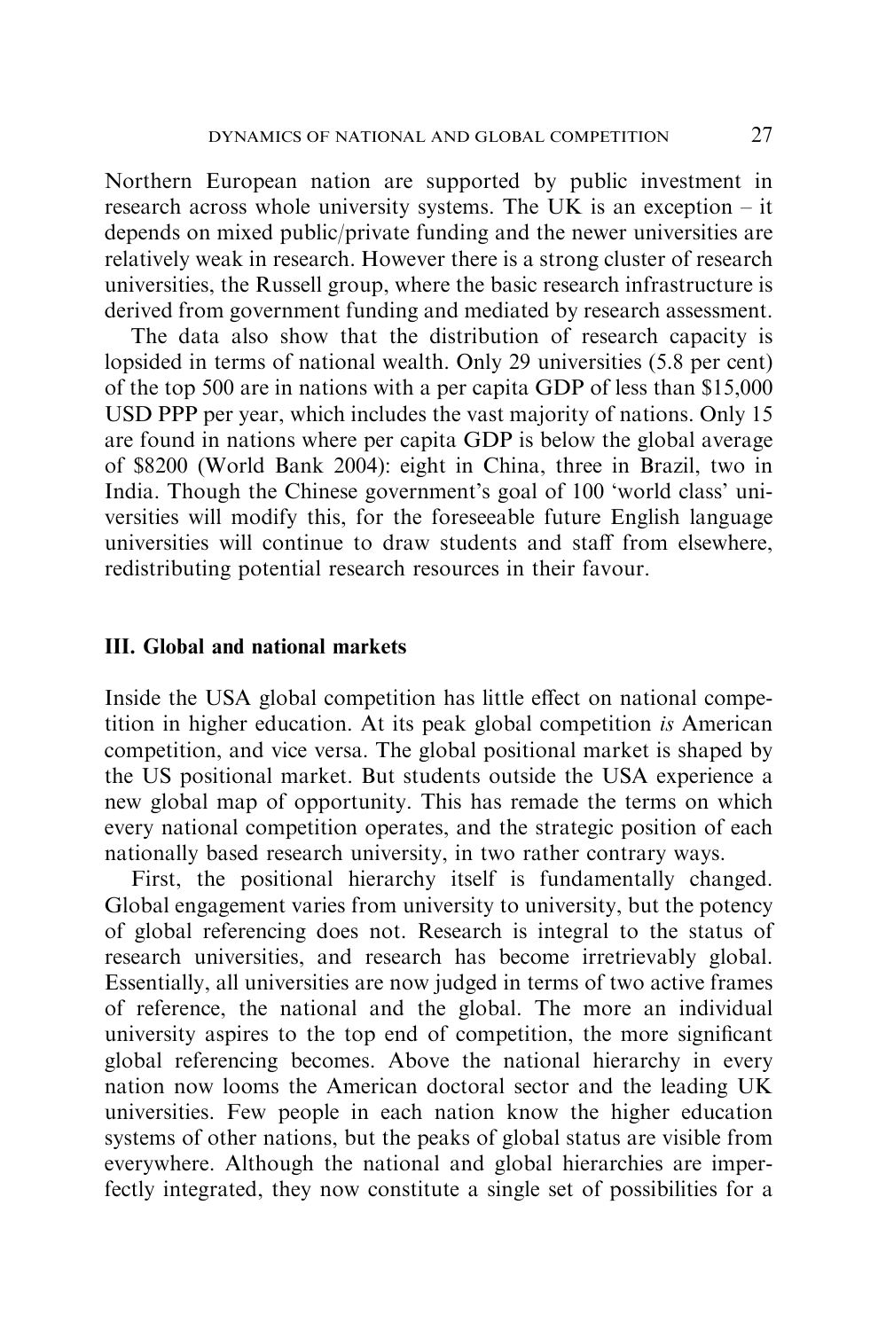Northern European nation are supported by public investment in research across whole university systems. The UK is an exception – it depends on mixed public/private funding and the newer universities are relatively weak in research. However there is a strong cluster of research universities, the Russell group, where the basic research infrastructure is derived from government funding and mediated by research assessment.

The data also show that the distribution of research capacity is lopsided in terms of national wealth. Only 29 universities (5.8 per cent) of the top 500 are in nations with a per capita GDP of less than $15,000 USD PPP per year, which includes the vast majority of nations. Only 15 are found in nations where per capita GDP is below the global average of $8200 (World Bank 2004): eight in China, three in Brazil, two in India. Though the Chinese government's goal of 100 'world class' universities will modify this, for the foreseeable future English language universities will continue to draw students and staff from elsewhere, redistributing potential research resources in their favour.

## III. Global and national markets

Inside the USA global competition has little effect on national competition in higher education. At its peak global competition *is* American competition, and vice versa. The global positional market is shaped by the US positional market. But students outside the USA experience a new global map of opportunity. This has remade the terms on which every national competition operates, and the strategic position of each nationally based research university, in two rather contrary ways.

First, the positional hierarchy itself is fundamentally changed. Global engagement varies from university to university, but the potency of global referencing does not. Research is integral to the status of research universities, and research has become irretrievably global. Essentially, all universities are now judged in terms of two active frames of reference, the national and the global. The more an individual university aspires to the top end of competition, the more significant global referencing becomes. Above the national hierarchy in every nation now looms the American doctoral sector and the leading UK universities. Few people in each nation know the higher education systems of other nations, but the peaks of global status are visible from everywhere. Although the national and global hierarchies are imperfectly integrated, they now constitute a single set of possibilities for a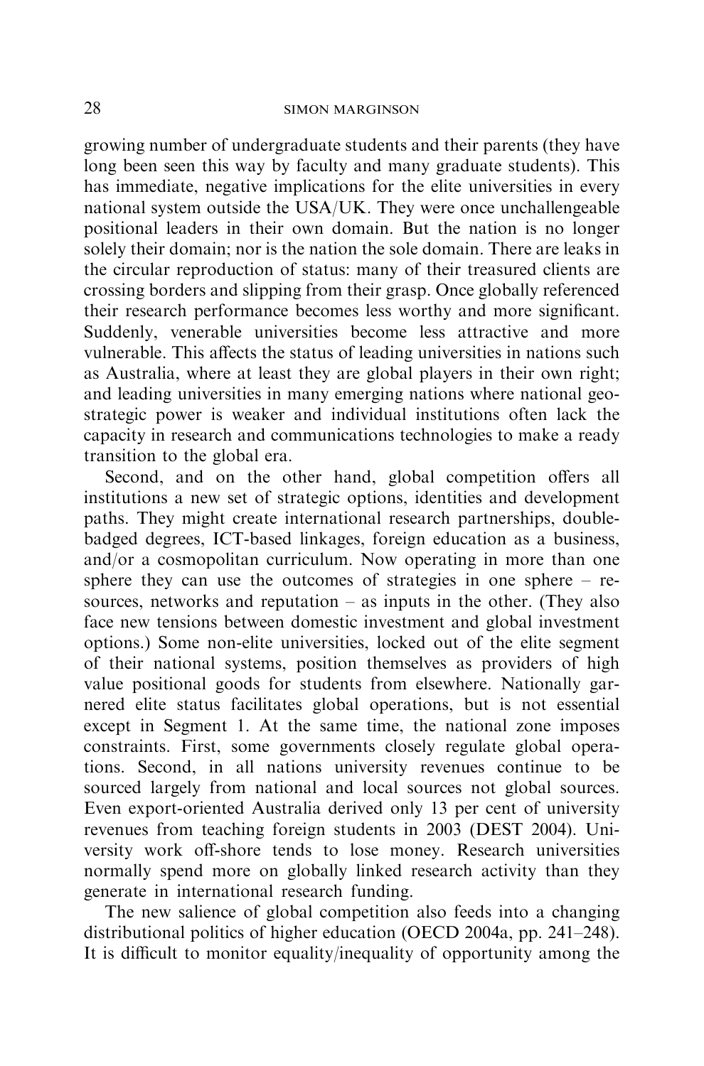growing number of undergraduate students and their parents (they have long been seen this way by faculty and many graduate students). This has immediate, negative implications for the elite universities in every national system outside the USA/UK. They were once unchallengeable positional leaders in their own domain. But the nation is no longer solely their domain; nor is the nation the sole domain. There are leaks in the circular reproduction of status: many of their treasured clients are crossing borders and slipping from their grasp. Once globally referenced their research performance becomes less worthy and more significant. Suddenly, venerable universities become less attractive and more vulnerable. This affects the status of leading universities in nations such as Australia, where at least they are global players in their own right; and leading universities in many emerging nations where national geo-strategic power is weaker and individual institutions often lack the capacity in research and communications technologies to make a ready transition to the global era.

Second, and on the other hand, global competition offers all institutions a new set of strategic options, identities and development paths. They might create international research partnerships, double-badged degrees, ICT-based linkages, foreign education as a business, and/or a cosmopolitan curriculum. Now operating in more than one sphere they can use the outcomes of strategies in one sphere – resources, networks and reputation – as inputs in the other. (They also face new tensions between domestic investment and global investment options.) Some non-elite universities, locked out of the elite segment of their national systems, position themselves as providers of high value positional goods for students from elsewhere. Nationally garnered elite status facilitates global operations, but is not essential except in Segment 1. At the same time, the national zone imposes constraints. First, some governments closely regulate global operations. Second, in all nations university revenues continue to be sourced largely from national and local sources not global sources. Even export-oriented Australia derived only 13 per cent of university revenues from teaching foreign students in 2003 (DEST 2004). University work off-shore tends to lose money. Research universities normally spend more on globally linked research activity than they generate in international research funding.

The new salience of global competition also feeds into a changing distributional politics of higher education (OECD 2004a, pp. 241–248). It is difficult to monitor equality/inequality of opportunity among the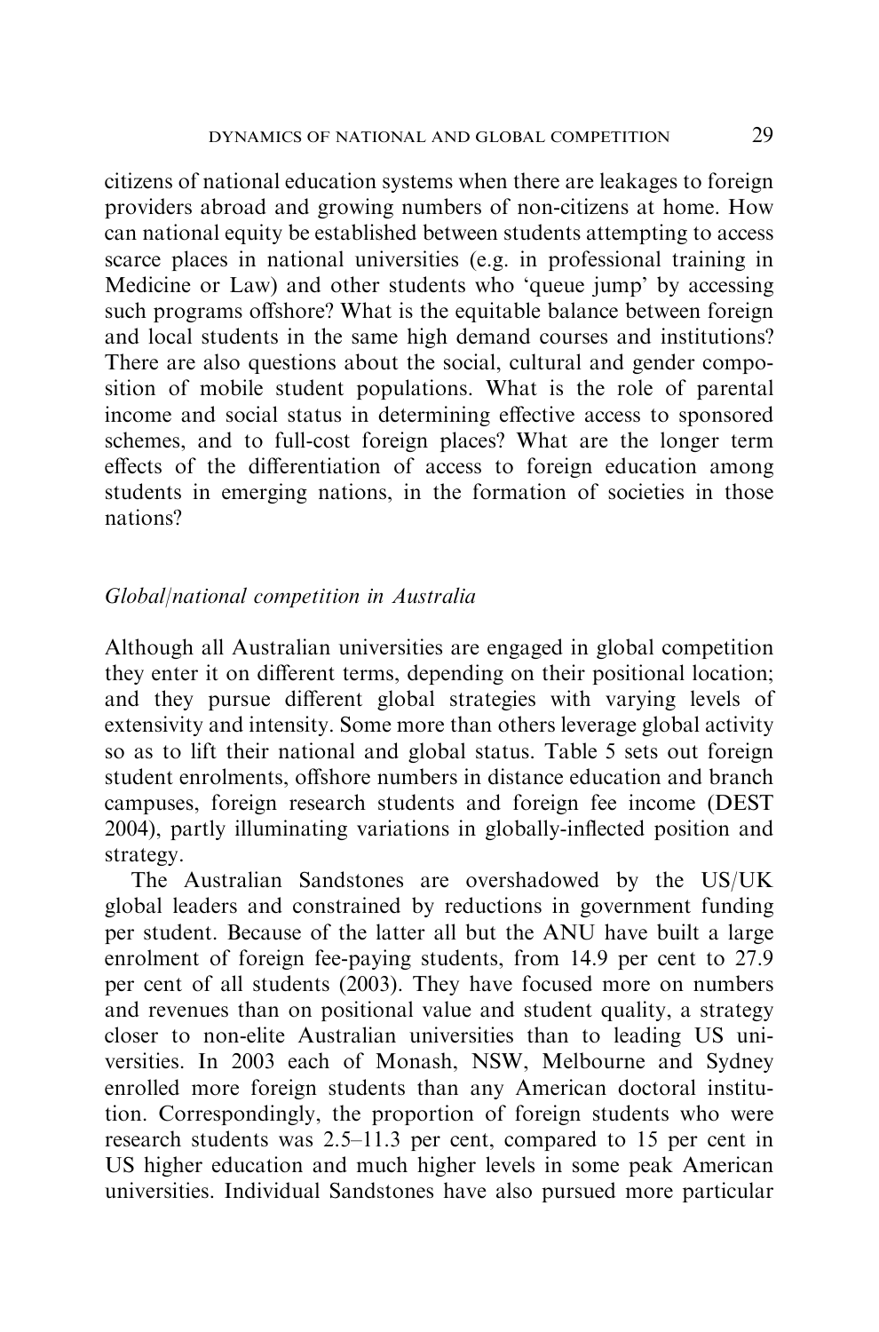citizens of national education systems when there are leakages to foreign providers abroad and growing numbers of non-citizens at home. How can national equity be established between students attempting to access scarce places in national universities (e.g. in professional training in Medicine or Law) and other students who 'queue jump' by accessing such programs offshore? What is the equitable balance between foreign and local students in the same high demand courses and institutions? There are also questions about the social, cultural and gender composition of mobile student populations. What is the role of parental income and social status in determining effective access to sponsored schemes, and to full-cost foreign places? What are the longer term effects of the differentiation of access to foreign education among students in emerging nations, in the formation of societies in those nations?

### *Global/national competition in Australia*

Although all Australian universities are engaged in global competition they enter it on different terms, depending on their positional location; and they pursue different global strategies with varying levels of extensivity and intensity. Some more than others leverage global activity so as to lift their national and global status. Table 5 sets out foreign student enrolments, offshore numbers in distance education and branch campuses, foreign research students and foreign fee income (DEST 2004), partly illuminating variations in globally-inflected position and strategy.

The Australian Sandstones are overshadowed by the US/UK global leaders and constrained by reductions in government funding per student. Because of the latter all but the ANU have built a large enrolment of foreign fee-paying students, from 14.9 per cent to 27.9 per cent of all students (2003). They have focused more on numbers and revenues than on positional value and student quality, a strategy closer to non-elite Australian universities than to leading US universities. In 2003 each of Monash, NSW, Melbourne and Sydney enrolled more foreign students than any American doctoral institution. Correspondingly, the proportion of foreign students who were research students was 2.5–11.3 per cent, compared to 15 per cent in US higher education and much higher levels in some peak American universities. Individual Sandstones have also pursued more particular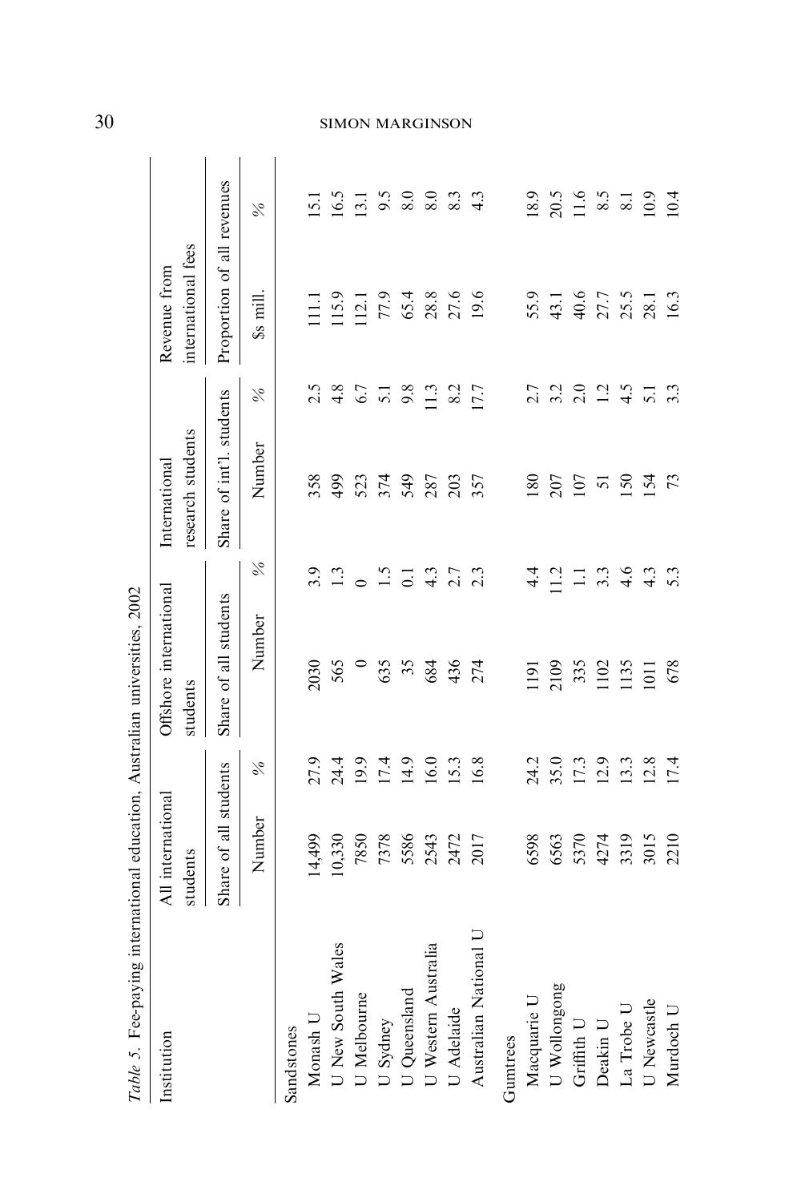*Table 5.* Fee-paying international education, Australian universities, 2002

| Institution | All international students | | Offshore international students | | International research students | | Revenue from international fees | |
|---|---|---|---|---|---|---|---|---|
| | Share of all students | | Share of all students | | Share of int'l. students | | Proportion of all revenues | |
| | Number | % | Number | % | Number | % | $s mill. | % |
| Sandstones | | | | | | | | |
| Monash U | 14,499 | 27.9 | 2030 | 3.9 | 358 | 2.5 | 111.1 | 15.1 |
| U New South Wales | 10,330 | 24.4 | 565 | 1.3 | 499 | 4.8 | 115.9 | 16.5 |
| U Melbourne | 7850 | 19.9 | 0 | 0 | 523 | 6.7 | 112.1 | 13.1 |
| U Sydney | 7378 | 17.4 | 635 | 1.5 | 374 | 5.1 | 77.9 | 9.5 |
| U Queensland | 5586 | 14.9 | 35 | 0.1 | 549 | 9.8 | 65.4 | 8.0 |
| U Western Australia | 2543 | 16.0 | 684 | 4.3 | 287 | 11.3 | 28.8 | 8.0 |
| U Adelaide | 2472 | 15.3 | 436 | 2.7 | 203 | 8.2 | 27.6 | 8.3 |
| Australian National U | 2017 | 16.8 | 274 | 2.3 | 357 | 17.7 | 19.6 | 4.3 |
| Gumtrees | | | | | | | | |
| Macquarie U | 6598 | 24.2 | 1191 | 4.4 | 180 | 2.7 | 55.9 | 18.9 |
| U Wollongong | 6563 | 35.0 | 2109 | 11.2 | 207 | 3.2 | 43.1 | 20.5 |
| Griffith U | 5370 | 17.3 | 335 | 1.1 | 107 | 2.0 | 40.6 | 11.6 |
| Deakin U | 4274 | 12.9 | 1102 | 3.3 | 51 | 1.2 | 27.7 | 8.5 |
| La Trobe U | 3319 | 13.3 | 1135 | 4.6 | 150 | 4.5 | 25.5 | 8.1 |
| U Newcastle | 3015 | 12.8 | 1011 | 4.3 | 154 | 5.1 | 28.1 | 10.9 |
| Murdoch U | 2210 | 17.4 | 678 | 5.3 | 73 | 3.3 | 16.3 | 10.4 |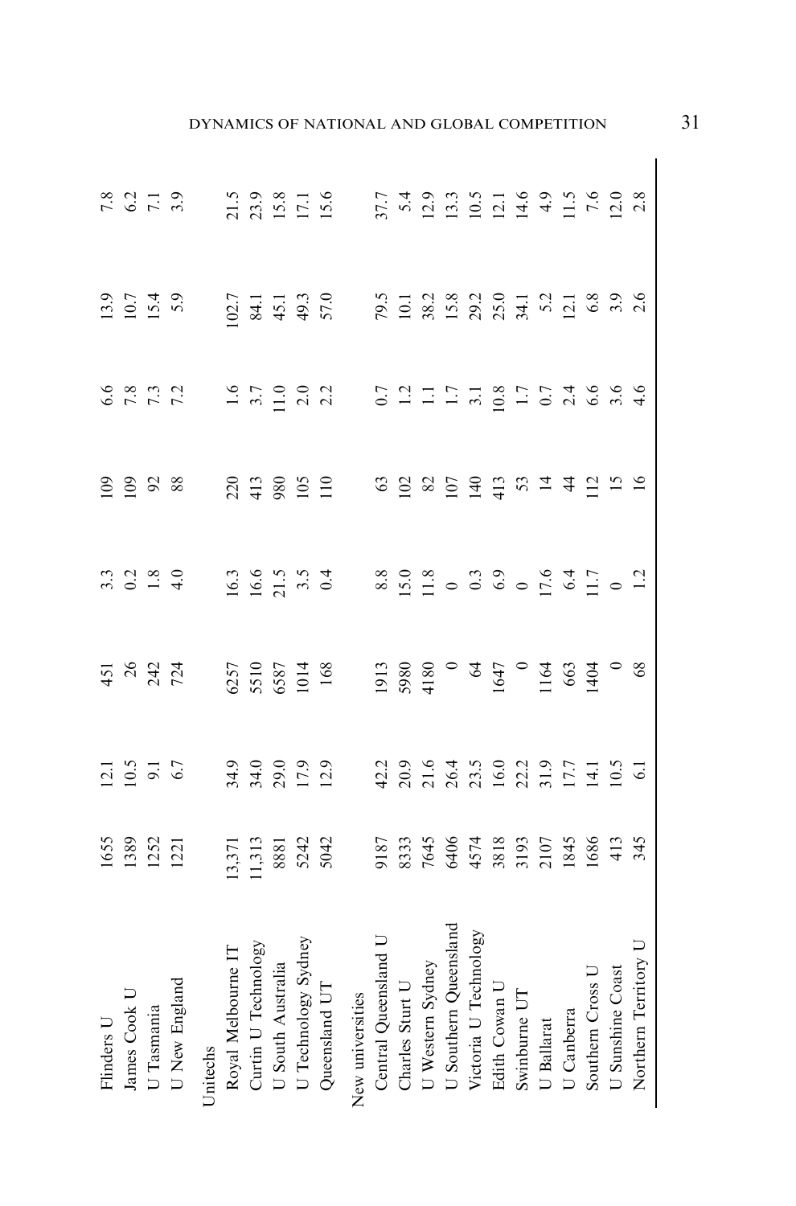| | | | | | | | | |
|---|---|---|---|---|---|---|---|---|
| Flinders U | 1655 | 12.1 | 451 | 3.3 | 109 | 6.6 | 13.9 | 7.8 |
| James Cook U | 1389 | 10.5 | 26 | 0.2 | 109 | 7.8 | 10.7 | 6.2 |
| U Tasmania | 1252 | 9.1 | 242 | 1.8 | 92 | 7.3 | 15.4 | 7.1 |
| U New England | 1221 | 6.7 | 724 | 4.0 | 88 | 7.2 | 5.9 | 3.9 |
| Unitechs | | | | | | | | |
| Royal Melbourne IT | 13,371 | 34.9 | 6257 | 16.3 | 220 | 1.6 | 102.7 | 21.5 |
| Curtin U Technology | 11,313 | 34.0 | 5510 | 16.6 | 413 | 3.7 | 84.1 | 23.9 |
| U South Australia | 8881 | 29.0 | 6587 | 21.5 | 980 | 11.0 | 45.1 | 15.8 |
| U Technology Sydney | 5242 | 17.9 | 1014 | 3.5 | 105 | 2.0 | 49.3 | 17.1 |
| Queensland UT | 5042 | 12.9 | 168 | 0.4 | 110 | 2.2 | 57.0 | 15.6 |
| New universities | | | | | | | | |
| Central Queensland U | 9187 | 42.2 | 1913 | 8.8 | 63 | 0.7 | 79.5 | 37.7 |
| Charles Sturt U | 8333 | 20.9 | 5980 | 15.0 | 102 | 1.2 | 10.1 | 5.4 |
| U Western Sydney | 7645 | 21.6 | 4180 | 11.8 | 82 | 1.1 | 38.2 | 12.9 |
| U Southern Queensland | 6406 | 26.4 | 0 | 0 | 107 | 1.7 | 15.8 | 13.3 |
| Victoria U Technology | 4574 | 23.5 | 64 | 0.3 | 140 | 3.1 | 29.2 | 10.5 |
| Edith Cowan U | 3818 | 16.0 | 1647 | 6.9 | 413 | 10.8 | 25.0 | 12.1 |
| Swinburne UT | 3193 | 22.2 | 0 | 0 | 53 | 1.7 | 34.1 | 14.6 |
| U Ballarat | 2107 | 31.9 | 1164 | 17.6 | 14 | 0.7 | 5.2 | 4.9 |
| U Canberra | 1845 | 17.7 | 663 | 6.4 | 44 | 2.4 | 12.1 | 11.5 |
| Southern Cross U | 1686 | 14.1 | 1404 | 11.7 | 112 | 6.6 | 6.8 | 7.6 |
| U Sunshine Coast | 413 | 10.5 | 0 | 0 | 15 | 3.6 | 3.9 | 12.0 |
| Northern Territory U | 345 | 6.1 | 68 | 1.2 | 16 | 4.6 | 2.6 | 2.8 |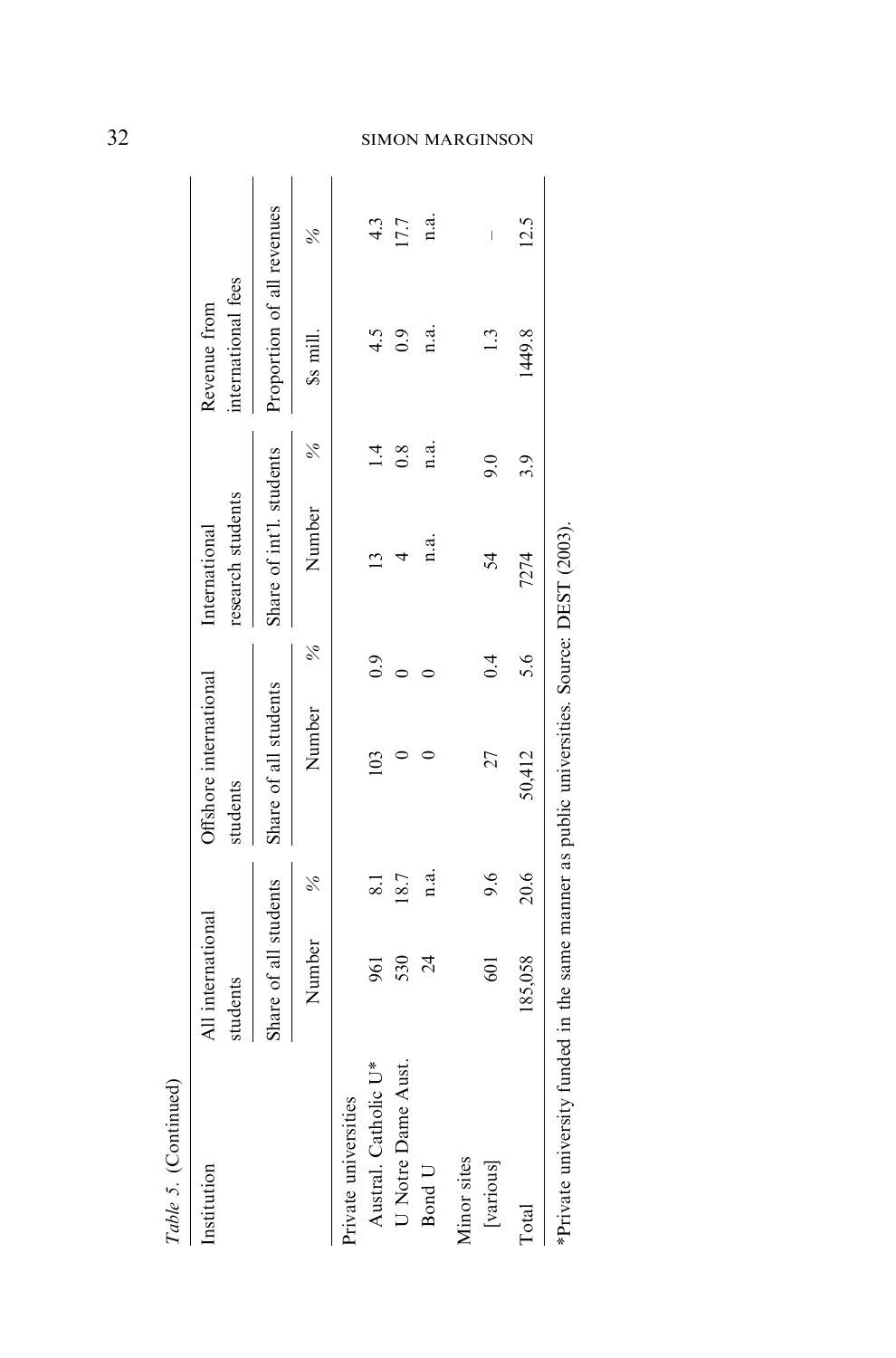*Table 5.* (Continued)

| Institution | All international students | | Offshore international students | | International research students | | Revenue from international fees | |
|---|---|---|---|---|---|---|---|---|
| | Share of all students | | Share of all students | | Share of int'l. students | | Proportion of all revenues | |
| | Number | % | Number | % | Number | % | $s mill. | % |
| Private universities | | | | | | | | |
| Austral. Catholic U* | 961 | 8.1 | 103 | 0.9 | 13 | 1.4 | 4.5 | 4.3 |
| U Notre Dame Aust. | 530 | 18.7 | 0 | 0 | 4 | 0.8 | 0.9 | 17.7 |
| Bond U | 24 | n.a. | 0 | 0 | n.a. | n.a. | n.a. | n.a. |
| Minor sites | | | | | | | | |
| [various] | 601 | 9.6 | 27 | 0.4 | 54 | 9.0 | 1.3 | – |
| Total | 185,058 | 20.6 | 50,412 | 5.6 | 7274 | 3.9 | 1449.8 | 12.5 |

*Private university funded in the same manner as public universities. Source: DEST (2003).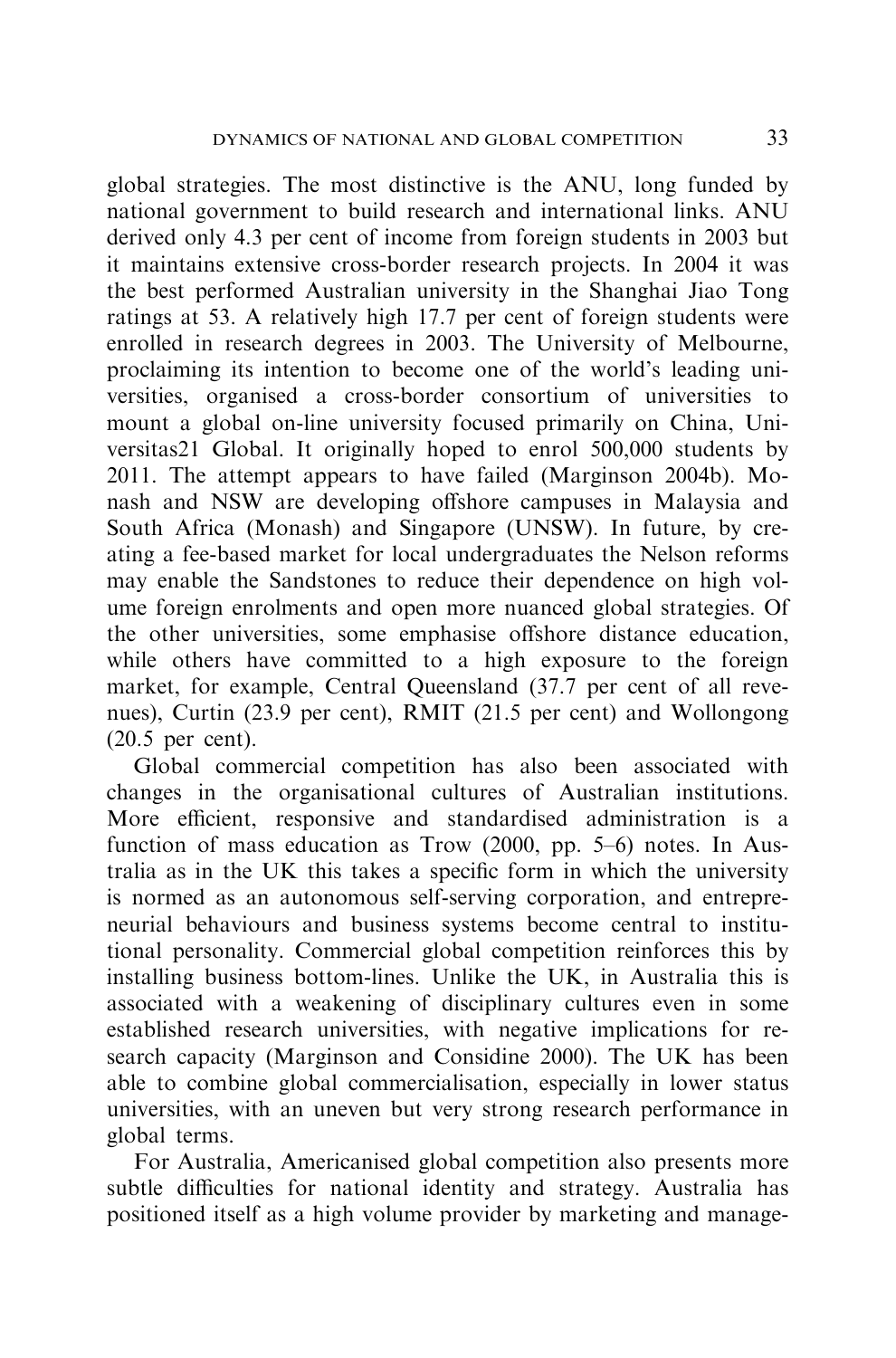global strategies. The most distinctive is the ANU, long funded by national government to build research and international links. ANU derived only 4.3 per cent of income from foreign students in 2003 but it maintains extensive cross-border research projects. In 2004 it was the best performed Australian university in the Shanghai Jiao Tong ratings at 53. A relatively high 17.7 per cent of foreign students were enrolled in research degrees in 2003. The University of Melbourne, proclaiming its intention to become one of the world's leading universities, organised a cross-border consortium of universities to mount a global on-line university focused primarily on China, Universitas21 Global. It originally hoped to enrol 500,000 students by 2011. The attempt appears to have failed (Marginson 2004b). Monash and NSW are developing offshore campuses in Malaysia and South Africa (Monash) and Singapore (UNSW). In future, by creating a fee-based market for local undergraduates the Nelson reforms may enable the Sandstones to reduce their dependence on high volume foreign enrolments and open more nuanced global strategies. Of the other universities, some emphasise offshore distance education, while others have committed to a high exposure to the foreign market, for example, Central Queensland (37.7 per cent of all revenues), Curtin (23.9 per cent), RMIT (21.5 per cent) and Wollongong (20.5 per cent).

Global commercial competition has also been associated with changes in the organisational cultures of Australian institutions. More efficient, responsive and standardised administration is a function of mass education as Trow (2000, pp. 5–6) notes. In Australia as in the UK this takes a specific form in which the university is normed as an autonomous self-serving corporation, and entrepreneurial behaviours and business systems become central to institutional personality. Commercial global competition reinforces this by installing business bottom-lines. Unlike the UK, in Australia this is associated with a weakening of disciplinary cultures even in some established research universities, with negative implications for research capacity (Marginson and Considine 2000). The UK has been able to combine global commercialisation, especially in lower status universities, with an uneven but very strong research performance in global terms.

For Australia, Americanised global competition also presents more subtle difficulties for national identity and strategy. Australia has positioned itself as a high volume provider by marketing and manage-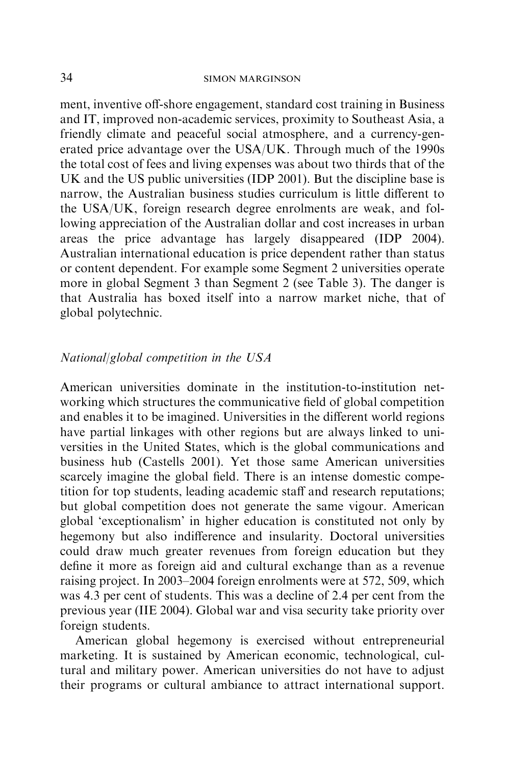ment, inventive off-shore engagement, standard cost training in Business and IT, improved non-academic services, proximity to Southeast Asia, a friendly climate and peaceful social atmosphere, and a currency-generated price advantage over the USA/UK. Through much of the 1990s the total cost of fees and living expenses was about two thirds that of the UK and the US public universities (IDP 2001). But the discipline base is narrow, the Australian business studies curriculum is little different to the USA/UK, foreign research degree enrolments are weak, and following appreciation of the Australian dollar and cost increases in urban areas the price advantage has largely disappeared (IDP 2004). Australian international education is price dependent rather than status or content dependent. For example some Segment 2 universities operate more in global Segment 3 than Segment 2 (see Table 3). The danger is that Australia has boxed itself into a narrow market niche, that of global polytechnic.

### *National/global competition in the USA*

American universities dominate in the institution-to-institution networking which structures the communicative field of global competition and enables it to be imagined. Universities in the different world regions have partial linkages with other regions but are always linked to universities in the United States, which is the global communications and business hub (Castells 2001). Yet those same American universities scarcely imagine the global field. There is an intense domestic competition for top students, leading academic staff and research reputations; but global competition does not generate the same vigour. American global 'exceptionalism' in higher education is constituted not only by hegemony but also indifference and insularity. Doctoral universities could draw much greater revenues from foreign education but they define it more as foreign aid and cultural exchange than as a revenue raising project. In 2003–2004 foreign enrolments were at 572, 509, which was 4.3 per cent of students. This was a decline of 2.4 per cent from the previous year (IIE 2004). Global war and visa security take priority over foreign students.

American global hegemony is exercised without entrepreneurial marketing. It is sustained by American economic, technological, cultural and military power. American universities do not have to adjust their programs or cultural ambiance to attract international support.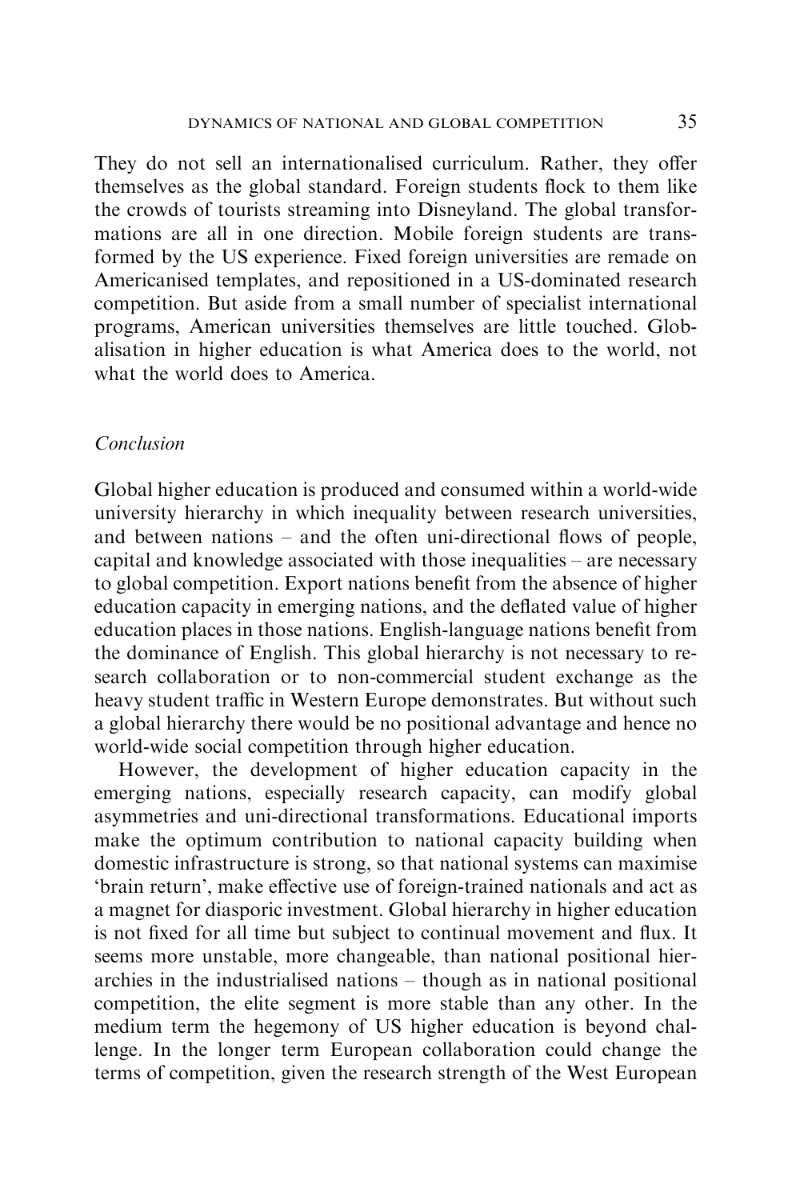They do not sell an internationalised curriculum. Rather, they offer themselves as the global standard. Foreign students flock to them like the crowds of tourists streaming into Disneyland. The global transformations are all in one direction. Mobile foreign students are transformed by the US experience. Fixed foreign universities are remade on Americanised templates, and repositioned in a US-dominated research competition. But aside from a small number of specialist international programs, American universities themselves are little touched. Globalisation in higher education is what America does to the world, not what the world does to America.

## *Conclusion*

Global higher education is produced and consumed within a world-wide university hierarchy in which inequality between research universities, and between nations – and the often uni-directional flows of people, capital and knowledge associated with those inequalities – are necessary to global competition. Export nations benefit from the absence of higher education capacity in emerging nations, and the deflated value of higher education places in those nations. English-language nations benefit from the dominance of English. This global hierarchy is not necessary to research collaboration or to non-commercial student exchange as the heavy student traffic in Western Europe demonstrates. But without such a global hierarchy there would be no positional advantage and hence no world-wide social competition through higher education.

However, the development of higher education capacity in the emerging nations, especially research capacity, can modify global asymmetries and uni-directional transformations. Educational imports make the optimum contribution to national capacity building when domestic infrastructure is strong, so that national systems can maximise 'brain return', make effective use of foreign-trained nationals and act as a magnet for diasporic investment. Global hierarchy in higher education is not fixed for all time but subject to continual movement and flux. It seems more unstable, more changeable, than national positional hierarchies in the industrialised nations – though as in national positional competition, the elite segment is more stable than any other. In the medium term the hegemony of US higher education is beyond challenge. In the longer term European collaboration could change the terms of competition, given the research strength of the West European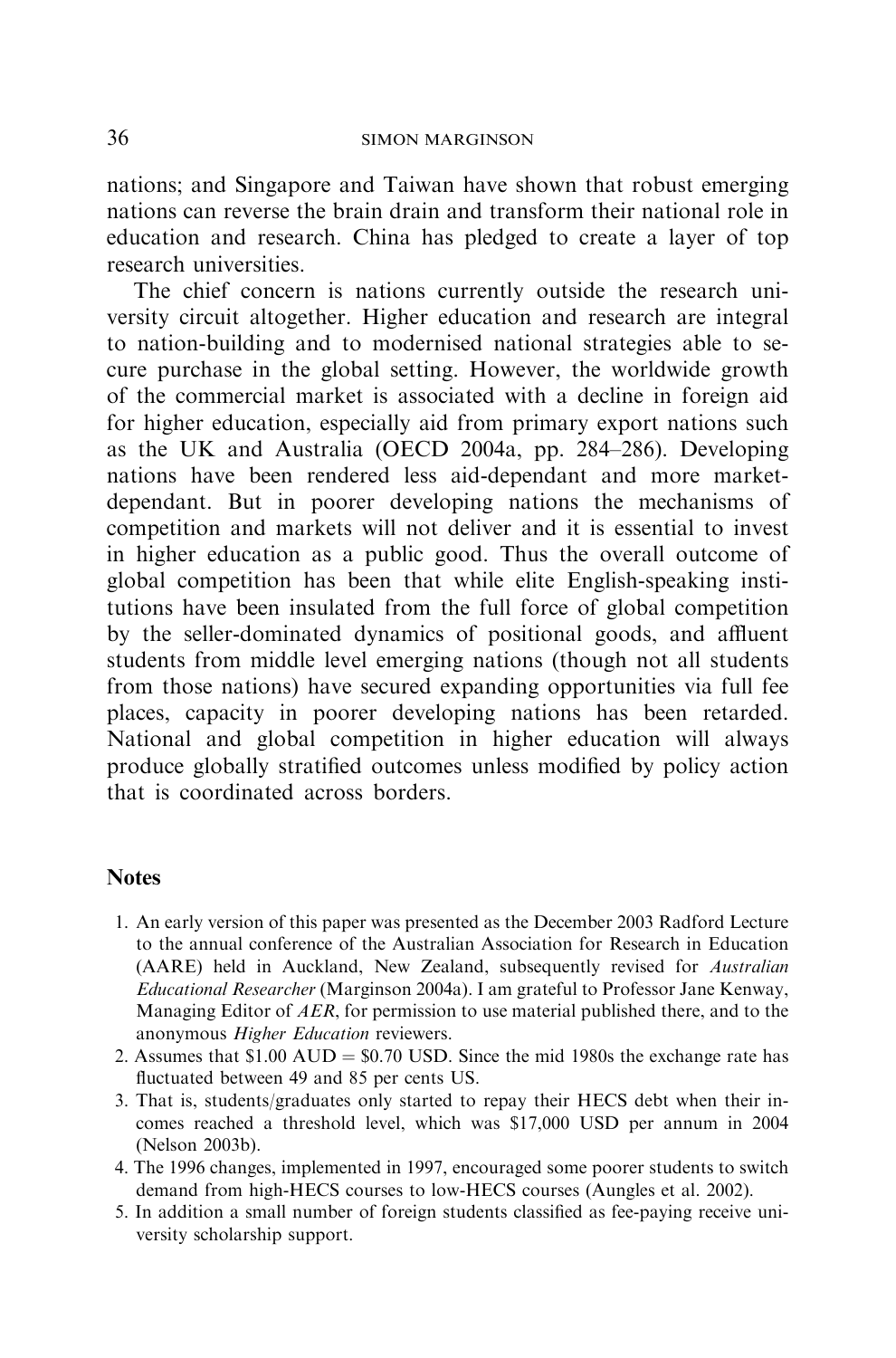nations; and Singapore and Taiwan have shown that robust emerging nations can reverse the brain drain and transform their national role in education and research. China has pledged to create a layer of top research universities.

The chief concern is nations currently outside the research university circuit altogether. Higher education and research are integral to nation-building and to modernised national strategies able to secure purchase in the global setting. However, the worldwide growth of the commercial market is associated with a decline in foreign aid for higher education, especially aid from primary export nations such as the UK and Australia (OECD 2004a, pp. 284–286). Developing nations have been rendered less aid-dependant and more market-dependant. But in poorer developing nations the mechanisms of competition and markets will not deliver and it is essential to invest in higher education as a public good. Thus the overall outcome of global competition has been that while elite English-speaking institutions have been insulated from the full force of global competition by the seller-dominated dynamics of positional goods, and affluent students from middle level emerging nations (though not all students from those nations) have secured expanding opportunities via full fee places, capacity in poorer developing nations has been retarded. National and global competition in higher education will always produce globally stratified outcomes unless modified by policy action that is coordinated across borders.

## Notes

1. An early version of this paper was presented as the December 2003 Radford Lecture to the annual conference of the Australian Association for Research in Education (AARE) held in Auckland, New Zealand, subsequently revised for *Australian Educational Researcher* (Marginson 2004a). I am grateful to Professor Jane Kenway, Managing Editor of *AER*, for permission to use material published there, and to the anonymous *Higher Education* reviewers.
2. Assumes that $1.00 AUD = $0.70 USD. Since the mid 1980s the exchange rate has fluctuated between 49 and 85 per cents US.
3. That is, students/graduates only started to repay their HECS debt when their incomes reached a threshold level, which was $17,000 USD per annum in 2004 (Nelson 2003b).
4. The 1996 changes, implemented in 1997, encouraged some poorer students to switch demand from high-HECS courses to low-HECS courses (Aungles et al. 2002).
5. In addition a small number of foreign students classified as fee-paying receive university scholarship support.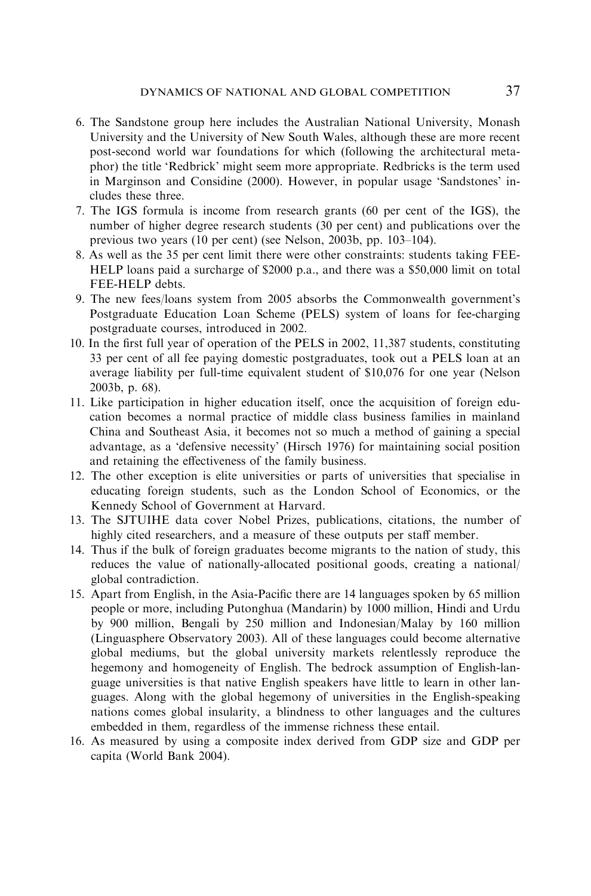6. The Sandstone group here includes the Australian National University, Monash University and the University of New South Wales, although these are more recent post-second world war foundations for which (following the architectural metaphor) the title 'Redbrick' might seem more appropriate. Redbricks is the term used in Marginson and Considine (2000). However, in popular usage 'Sandstones' includes these three.
7. The IGS formula is income from research grants (60 per cent of the IGS), the number of higher degree research students (30 per cent) and publications over the previous two years (10 per cent) (see Nelson, 2003b, pp. 103–104).
8. As well as the 35 per cent limit there were other constraints: students taking FEE-HELP loans paid a surcharge of $2000 p.a., and there was a $50,000 limit on total FEE-HELP debts.
9. The new fees/loans system from 2005 absorbs the Commonwealth government's Postgraduate Education Loan Scheme (PELS) system of loans for fee-charging postgraduate courses, introduced in 2002.
10. In the first full year of operation of the PELS in 2002, 11,387 students, constituting 33 per cent of all fee paying domestic postgraduates, took out a PELS loan at an average liability per full-time equivalent student of $10,076 for one year (Nelson 2003b, p. 68).
11. Like participation in higher education itself, once the acquisition of foreign education becomes a normal practice of middle class business families in mainland China and Southeast Asia, it becomes not so much a method of gaining a special advantage, as a 'defensive necessity' (Hirsch 1976) for maintaining social position and retaining the effectiveness of the family business.
12. The other exception is elite universities or parts of universities that specialise in educating foreign students, such as the London School of Economics, or the Kennedy School of Government at Harvard.
13. The SJTUIHE data cover Nobel Prizes, publications, citations, the number of highly cited researchers, and a measure of these outputs per staff member.
14. Thus if the bulk of foreign graduates become migrants to the nation of study, this reduces the value of nationally-allocated positional goods, creating a national/global contradiction.
15. Apart from English, in the Asia-Pacific there are 14 languages spoken by 65 million people or more, including Putonghua (Mandarin) by 1000 million, Hindi and Urdu by 900 million, Bengali by 250 million and Indonesian/Malay by 160 million (Linguasphere Observatory 2003). All of these languages could become alternative global mediums, but the global university markets relentlessly reproduce the hegemony and homogeneity of English. The bedrock assumption of English-language universities is that native English speakers have little to learn in other languages. Along with the global hegemony of universities in the English-speaking nations comes global insularity, a blindness to other languages and the cultures embedded in them, regardless of the immense richness these entail.
16. As measured by using a composite index derived from GDP size and GDP per capita (World Bank 2004).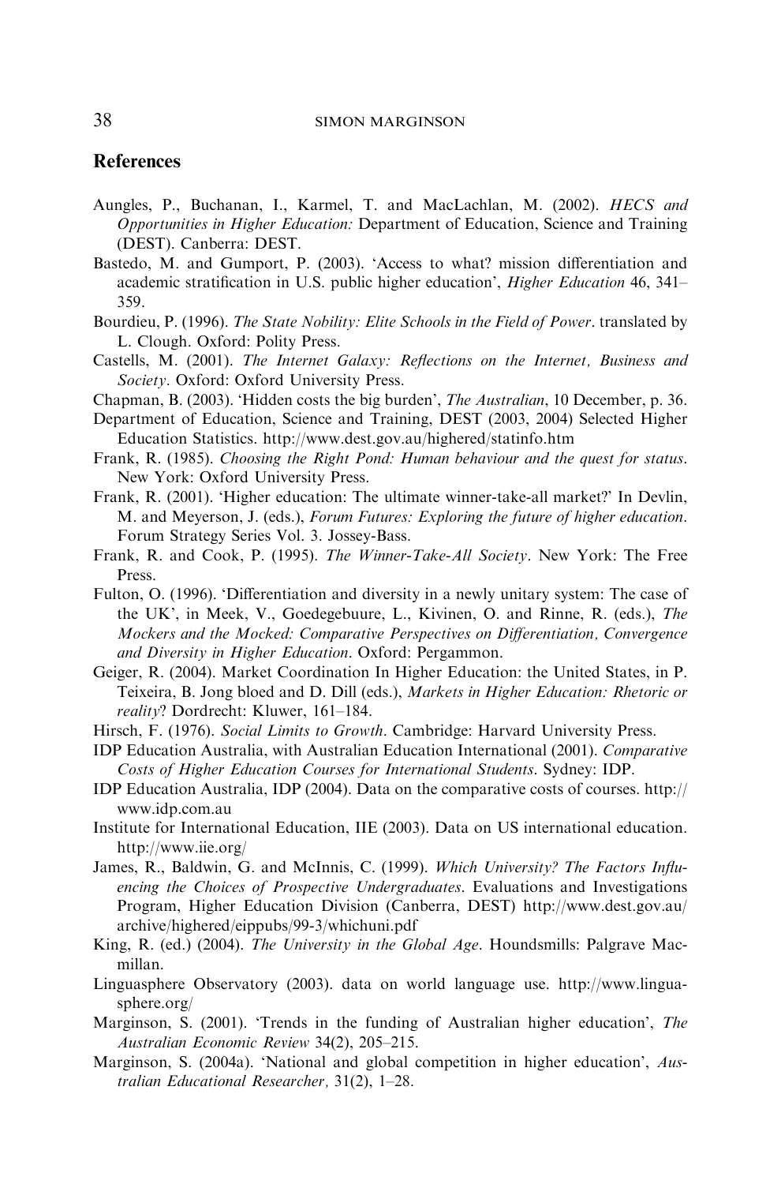## References

Aungles, P., Buchanan, I., Karmel, T. and MacLachlan, M. (2002). *HECS and Opportunities in Higher Education:* Department of Education, Science and Training (DEST). Canberra: DEST.

Bastedo, M. and Gumport, P. (2003). 'Access to what? mission differentiation and academic stratification in U.S. public higher education', *Higher Education* 46, 341–359.

Bourdieu, P. (1996). *The State Nobility: Elite Schools in the Field of Power*. translated by L. Clough. Oxford: Polity Press.

Castells, M. (2001). *The Internet Galaxy: Reflections on the Internet, Business and Society*. Oxford: Oxford University Press.

Chapman, B. (2003). 'Hidden costs the big burden', *The Australian*, 10 December, p. 36.

Department of Education, Science and Training, DEST (2003, 2004) Selected Higher Education Statistics. http://www.dest.gov.au/highered/statinfo.htm

Frank, R. (1985). *Choosing the Right Pond: Human behaviour and the quest for status*. New York: Oxford University Press.

Frank, R. (2001). 'Higher education: The ultimate winner-take-all market?' In Devlin, M. and Meyerson, J. (eds.), *Forum Futures: Exploring the future of higher education*. Forum Strategy Series Vol. 3. Jossey-Bass.

Frank, R. and Cook, P. (1995). *The Winner-Take-All Society*. New York: The Free Press.

Fulton, O. (1996). 'Differentiation and diversity in a newly unitary system: The case of the UK', in Meek, V., Goedegebuure, L., Kivinen, O. and Rinne, R. (eds.), *The Mockers and the Mocked: Comparative Perspectives on Differentiation, Convergence and Diversity in Higher Education*. Oxford: Pergammon.

Geiger, R. (2004). Market Coordination In Higher Education: the United States, in P. Teixeira, B. Jong bloed and D. Dill (eds.), *Markets in Higher Education: Rhetoric or reality*? Dordrecht: Kluwer, 161–184.

Hirsch, F. (1976). *Social Limits to Growth*. Cambridge: Harvard University Press.

IDP Education Australia, with Australian Education International (2001). *Comparative Costs of Higher Education Courses for International Students*. Sydney: IDP.

IDP Education Australia, IDP (2004). Data on the comparative costs of courses. http://www.idp.com.au

Institute for International Education, IIE (2003). Data on US international education. http://www.iie.org/

James, R., Baldwin, G. and McInnis, C. (1999). *Which University? The Factors Influencing the Choices of Prospective Undergraduates*. Evaluations and Investigations Program, Higher Education Division (Canberra, DEST) http://www.dest.gov.au/archive/highered/eippubs/99-3/whichuni.pdf

King, R. (ed.) (2004). *The University in the Global Age*. Houndsmills: Palgrave Macmillan.

Linguasphere Observatory (2003). data on world language use. http://www.linguasphere.org/

Marginson, S. (2001). 'Trends in the funding of Australian higher education', *The Australian Economic Review* 34(2), 205–215.

Marginson, S. (2004a). 'National and global competition in higher education', *Australian Educational Researcher,* 31(2), 1–28.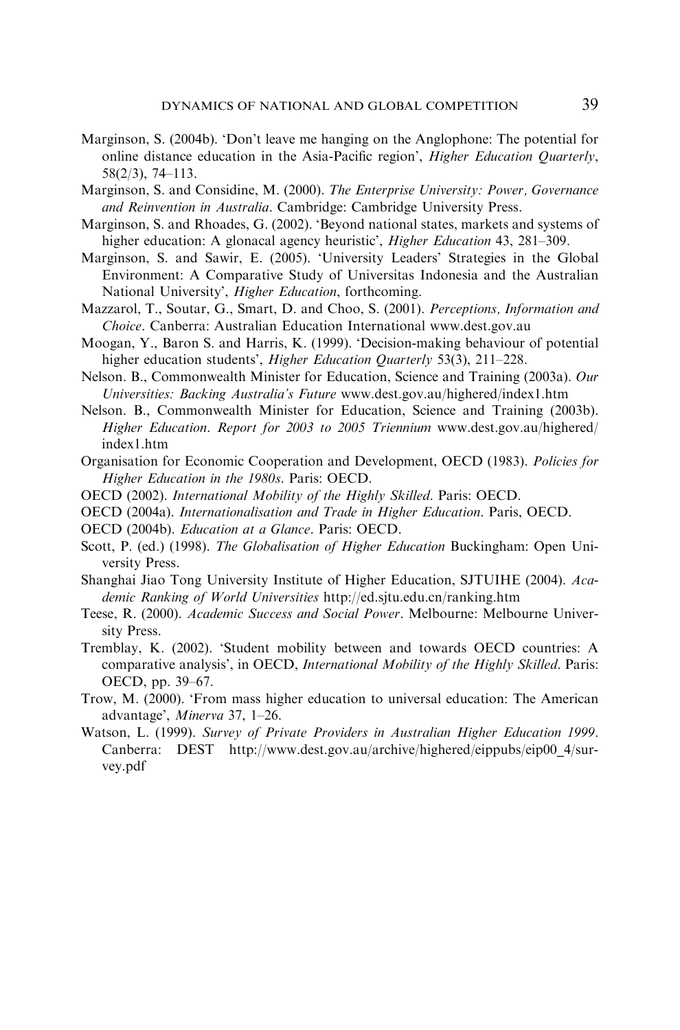Marginson, S. (2004b). 'Don't leave me hanging on the Anglophone: The potential for online distance education in the Asia-Pacific region', *Higher Education Quarterly*, 58(2/3), 74–113.

Marginson, S. and Considine, M. (2000). *The Enterprise University: Power, Governance and Reinvention in Australia*. Cambridge: Cambridge University Press.

Marginson, S. and Rhoades, G. (2002). 'Beyond national states, markets and systems of higher education: A glonacal agency heuristic', *Higher Education* 43, 281–309.

Marginson, S. and Sawir, E. (2005). 'University Leaders' Strategies in the Global Environment: A Comparative Study of Universitas Indonesia and the Australian National University', *Higher Education*, forthcoming.

Mazzarol, T., Soutar, G., Smart, D. and Choo, S. (2001). *Perceptions, Information and Choice*. Canberra: Australian Education International www.dest.gov.au

Moogan, Y., Baron S. and Harris, K. (1999). 'Decision-making behaviour of potential higher education students', *Higher Education Quarterly* 53(3), 211–228.

Nelson. B., Commonwealth Minister for Education, Science and Training (2003a). *Our Universities: Backing Australia's Future* www.dest.gov.au/highered/index1.htm

Nelson. B., Commonwealth Minister for Education, Science and Training (2003b). *Higher Education. Report for 2003 to 2005 Triennium* www.dest.gov.au/highered/index1.htm

Organisation for Economic Cooperation and Development, OECD (1983). *Policies for Higher Education in the 1980s*. Paris: OECD.

OECD (2002). *International Mobility of the Highly Skilled*. Paris: OECD.

OECD (2004a). *Internationalisation and Trade in Higher Education*. Paris, OECD.

OECD (2004b). *Education at a Glance*. Paris: OECD.

Scott, P. (ed.) (1998). *The Globalisation of Higher Education* Buckingham: Open University Press.

Shanghai Jiao Tong University Institute of Higher Education, SJTUIHE (2004). *Academic Ranking of World Universities* http://ed.sjtu.edu.cn/ranking.htm

Teese, R. (2000). *Academic Success and Social Power*. Melbourne: Melbourne University Press.

Tremblay, K. (2002). 'Student mobility between and towards OECD countries: A comparative analysis', in OECD, *International Mobility of the Highly Skilled*. Paris: OECD, pp. 39–67.

Trow, M. (2000). 'From mass higher education to universal education: The American advantage', *Minerva* 37, 1–26.

Watson, L. (1999). *Survey of Private Providers in Australian Higher Education 1999*. Canberra: DEST http://www.dest.gov.au/archive/highered/eippubs/eip00_4/survey.pdf